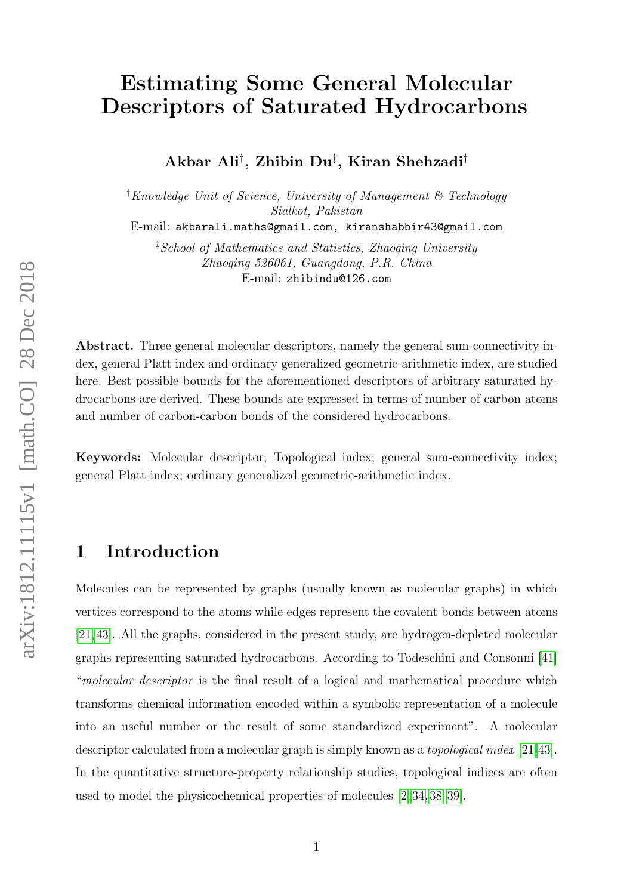# Estimating Some General Molecular Descriptors of Saturated Hydrocarbons

**Akbar Ali[†], Zhibin Du[‡], Kiran Shehzadi[†]**

[†]*Knowledge Unit of Science, University of Management & Technology Sialkot, Pakistan*
E-mail: akbarali.maths@gmail.com, kiranshabbir43@gmail.com

[‡]*School of Mathematics and Statistics, Zhaoqing University Zhaoqing 526061, Guangdong, P.R. China*
E-mail: zhibindu@126.com

**Abstract.** Three general molecular descriptors, namely the general sum-connectivity index, general Platt index and ordinary generalized geometric-arithmetic index, are studied here. Best possible bounds for the aforementioned descriptors of arbitrary saturated hydrocarbons are derived. These bounds are expressed in terms of number of carbon atoms and number of carbon-carbon bonds of the considered hydrocarbons.

**Keywords:** Molecular descriptor; Topological index; general sum-connectivity index; general Platt index; ordinary generalized geometric-arithmetic index.

## 1 Introduction

Molecules can be represented by graphs (usually known as molecular graphs) in which vertices correspond to the atoms while edges represent the covalent bonds between atoms [21,43]. All the graphs, considered in the present study, are hydrogen-depleted molecular graphs representing saturated hydrocarbons. According to Todeschini and Consonni [41] "*molecular descriptor* is the final result of a logical and mathematical procedure which transforms chemical information encoded within a symbolic representation of a molecule into an useful number or the result of some standardized experiment". A molecular descriptor calculated from a molecular graph is simply known as a *topological index* [21,43]. In the quantitative structure-property relationship studies, topological indices are often used to model the physicochemical properties of molecules [2,34,38,39].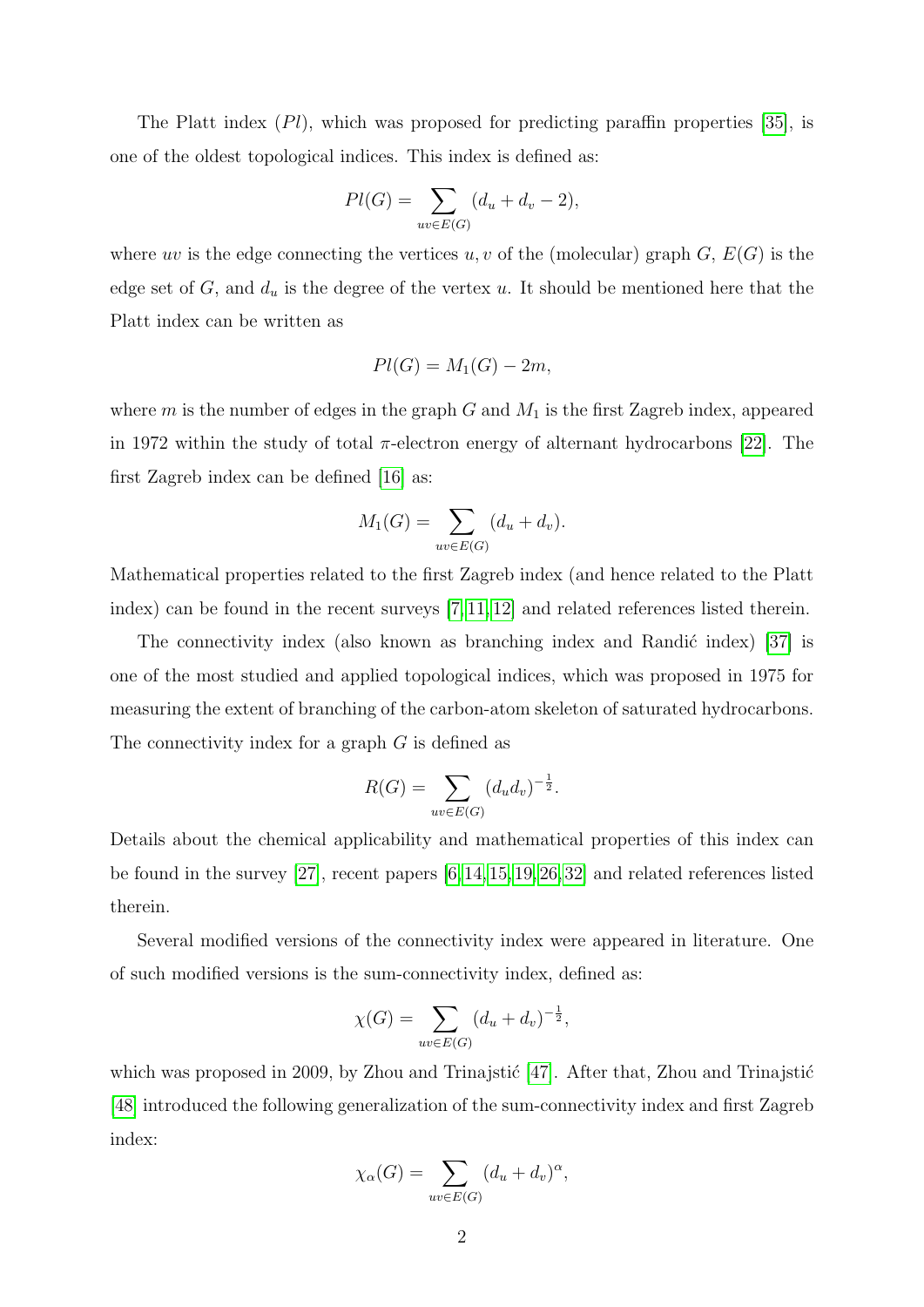The Platt index ($Pl$), which was proposed for predicting paraffin properties [35], is one of the oldest topological indices. This index is defined as:

$$Pl(G) = \sum_{uv \in E(G)} (d_u + d_v - 2),$$

where $uv$ is the edge connecting the vertices $u, v$ of the (molecular) graph $G$, $E(G)$ is the edge set of $G$, and $d_u$ is the degree of the vertex $u$. It should be mentioned here that the Platt index can be written as

$$Pl(G) = M_1(G) - 2m,$$

where $m$ is the number of edges in the graph $G$ and $M_1$ is the first Zagreb index, appeared in 1972 within the study of total $\pi$-electron energy of alternant hydrocarbons [22]. The first Zagreb index can be defined [16] as:

$$M_1(G) = \sum_{uv \in E(G)} (d_u + d_v).$$

Mathematical properties related to the first Zagreb index (and hence related to the Platt index) can be found in the recent surveys [7, 11, 12] and related references listed therein.

The connectivity index (also known as branching index and Randić index) [37] is one of the most studied and applied topological indices, which was proposed in 1975 for measuring the extent of branching of the carbon-atom skeleton of saturated hydrocarbons. The connectivity index for a graph $G$ is defined as

$$R(G) = \sum_{uv \in E(G)} (d_u d_v)^{-\frac{1}{2}}.$$

Details about the chemical applicability and mathematical properties of this index can be found in the survey [27], recent papers [6, 14, 15, 19, 26, 32] and related references listed therein.

Several modified versions of the connectivity index were appeared in literature. One of such modified versions is the sum-connectivity index, defined as:

$$\chi(G) = \sum_{uv \in E(G)} (d_u + d_v)^{-\frac{1}{2}},$$

which was proposed in 2009, by Zhou and Trinajstić [47]. After that, Zhou and Trinajstić [48] introduced the following generalization of the sum-connectivity index and first Zagreb index:

$$\chi_\alpha(G) = \sum_{uv \in E(G)} (d_u + d_v)^{\alpha},$$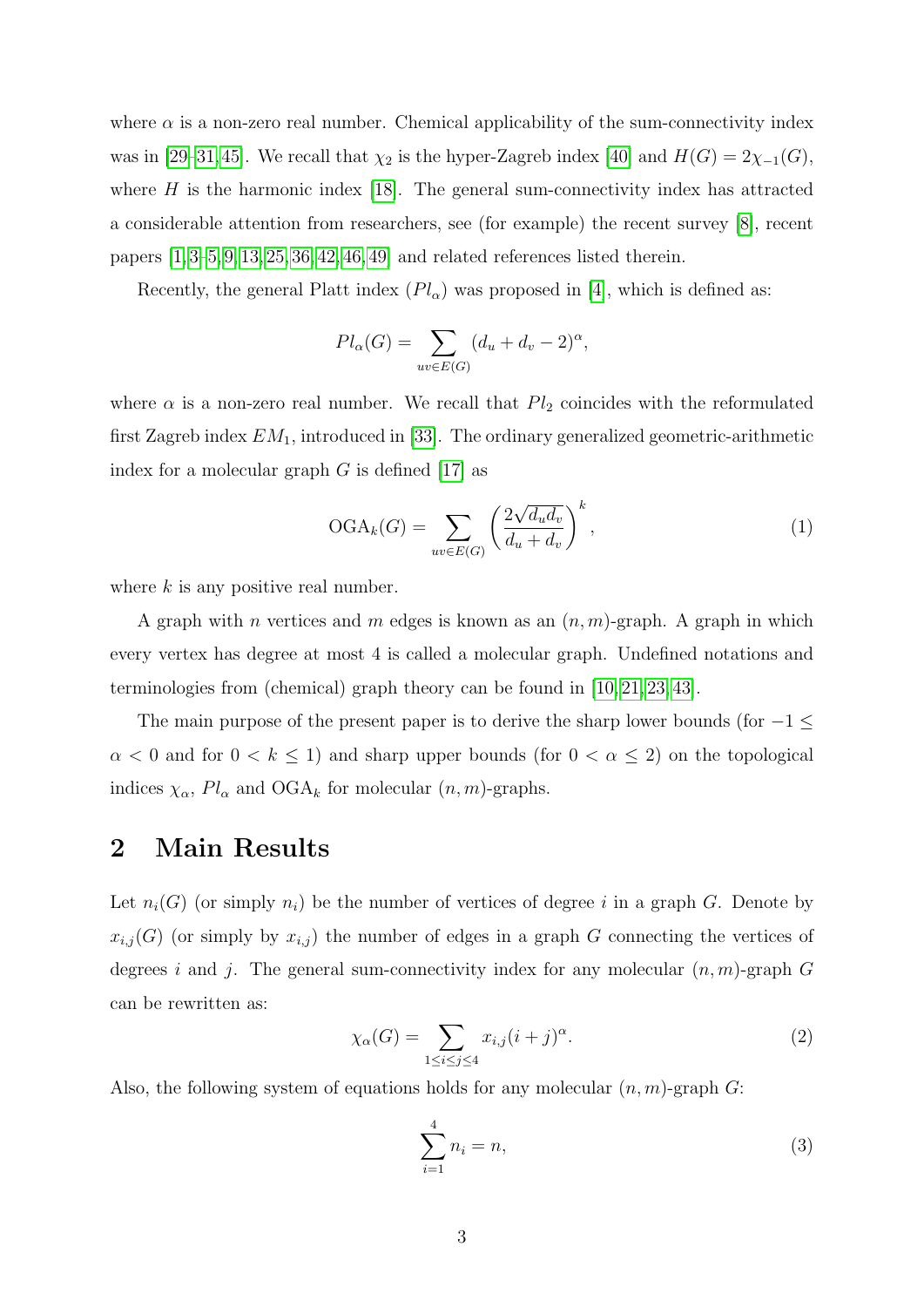where $\alpha$ is a non-zero real number. Chemical applicability of the sum-connectivity index was in [29–31,45]. We recall that $\chi_2$ is the hyper-Zagreb index [40] and $H(G) = 2\chi_{-1}(G)$, where $H$ is the harmonic index [18]. The general sum-connectivity index has attracted a considerable attention from researchers, see (for example) the recent survey [8], recent papers [1,3–5,9,13,25,36,42,46,49] and related references listed therein.

Recently, the general Platt index ($Pl_\alpha$) was proposed in [4], which is defined as:

$$Pl_\alpha(G) = \sum_{uv \in E(G)} (d_u + d_v - 2)^\alpha,$$

where $\alpha$ is a non-zero real number. We recall that $Pl_2$ coincides with the reformulated first Zagreb index $EM_1$, introduced in [33]. The ordinary generalized geometric-arithmetic index for a molecular graph $G$ is defined [17] as

$$\mathrm{OGA}_k(G) = \sum_{uv \in E(G)} \left( \frac{2\sqrt{d_u d_v}}{d_u + d_v} \right)^k, \tag{1}$$

where $k$ is any positive real number.

A graph with $n$ vertices and $m$ edges is known as an $(n, m)$-graph. A graph in which every vertex has degree at most 4 is called a molecular graph. Undefined notations and terminologies from (chemical) graph theory can be found in [10,21,23,43].

The main purpose of the present paper is to derive the sharp lower bounds (for $-1 \leq \alpha < 0$ and for $0 < k \leq 1$) and sharp upper bounds (for $0 < \alpha \leq 2$) on the topological indices $\chi_\alpha$, $Pl_\alpha$ and $\mathrm{OGA}_k$ for molecular $(n, m)$-graphs.

## 2 Main Results

Let $n_i(G)$ (or simply $n_i$) be the number of vertices of degree $i$ in a graph $G$. Denote by $x_{i,j}(G)$ (or simply by $x_{i,j}$) the number of edges in a graph $G$ connecting the vertices of degrees $i$ and $j$. The general sum-connectivity index for any molecular $(n, m)$-graph $G$ can be rewritten as:

$$\chi_\alpha(G) = \sum_{1 \leq i \leq j \leq 4} x_{i,j}(i + j)^\alpha. \tag{2}$$

Also, the following system of equations holds for any molecular $(n, m)$-graph $G$:

$$\sum_{i=1}^{4} n_i = n, \tag{3}$$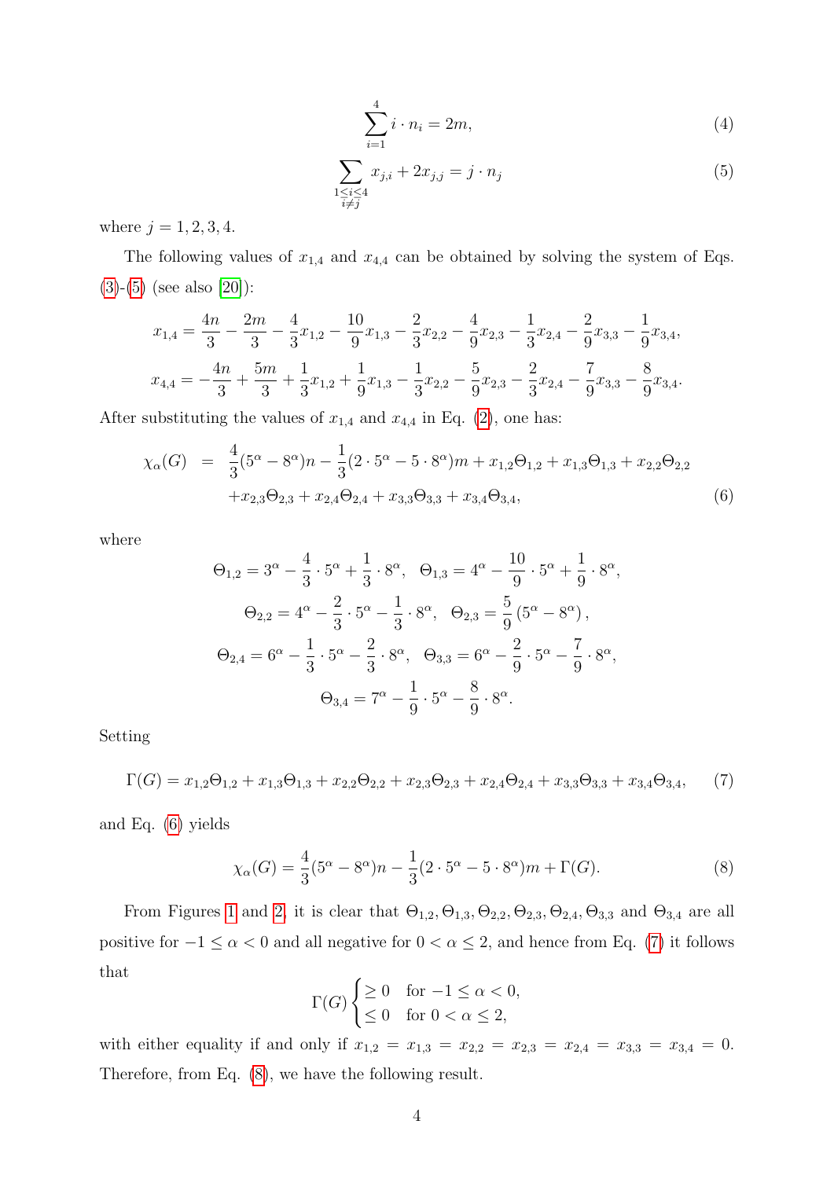$$\sum_{i=1}^{4} i \cdot n_i = 2m, \tag{4}$$

$$\sum_{\substack{1 \le i \le 4 \\ i \ne j}} x_{j,i} + 2x_{j,j} = j \cdot n_j \tag{5}$$

where $j = 1, 2, 3, 4$.

The following values of $x_{1,4}$ and $x_{4,4}$ can be obtained by solving the system of Eqs. (3)-(5) (see also [20]):

$$x_{1,4} = \frac{4n}{3} - \frac{2m}{3} - \frac{4}{3}x_{1,2} - \frac{10}{9}x_{1,3} - \frac{2}{3}x_{2,2} - \frac{4}{9}x_{2,3} - \frac{1}{3}x_{2,4} - \frac{2}{9}x_{3,3} - \frac{1}{9}x_{3,4},$$

$$x_{4,4} = -\frac{4n}{3} + \frac{5m}{3} + \frac{1}{3}x_{1,2} + \frac{1}{9}x_{1,3} - \frac{1}{3}x_{2,2} - \frac{5}{9}x_{2,3} - \frac{2}{3}x_{2,4} - \frac{7}{9}x_{3,3} - \frac{8}{9}x_{3,4}.$$

After substituting the values of $x_{1,4}$ and $x_{4,4}$ in Eq. (2), one has:

$$\begin{aligned}
\chi_\alpha(G) &= \frac{4}{3}(5^\alpha - 8^\alpha)n - \frac{1}{3}(2 \cdot 5^\alpha - 5 \cdot 8^\alpha)m + x_{1,2}\Theta_{1,2} + x_{1,3}\Theta_{1,3} + x_{2,2}\Theta_{2,2} \\
&\quad + x_{2,3}\Theta_{2,3} + x_{2,4}\Theta_{2,4} + x_{3,3}\Theta_{3,3} + x_{3,4}\Theta_{3,4},
\end{aligned} \tag{6}$$

where

$$\Theta_{1,2} = 3^\alpha - \frac{4}{3} \cdot 5^\alpha + \frac{1}{3} \cdot 8^\alpha, \quad \Theta_{1,3} = 4^\alpha - \frac{10}{9} \cdot 5^\alpha + \frac{1}{9} \cdot 8^\alpha,$$

$$\Theta_{2,2} = 4^\alpha - \frac{2}{3} \cdot 5^\alpha - \frac{1}{3} \cdot 8^\alpha, \quad \Theta_{2,3} = \frac{5}{9}\left(5^\alpha - 8^\alpha\right),$$

$$\Theta_{2,4} = 6^\alpha - \frac{1}{3} \cdot 5^\alpha - \frac{2}{3} \cdot 8^\alpha, \quad \Theta_{3,3} = 6^\alpha - \frac{2}{9} \cdot 5^\alpha - \frac{7}{9} \cdot 8^\alpha,$$

$$\Theta_{3,4} = 7^\alpha - \frac{1}{9} \cdot 5^\alpha - \frac{8}{9} \cdot 8^\alpha.$$

Setting

$$\Gamma(G) = x_{1,2}\Theta_{1,2} + x_{1,3}\Theta_{1,3} + x_{2,2}\Theta_{2,2} + x_{2,3}\Theta_{2,3} + x_{2,4}\Theta_{2,4} + x_{3,3}\Theta_{3,3} + x_{3,4}\Theta_{3,4}, \tag{7}$$

and Eq. (6) yields

$$\chi_\alpha(G) = \frac{4}{3}(5^\alpha - 8^\alpha)n - \frac{1}{3}(2 \cdot 5^\alpha - 5 \cdot 8^\alpha)m + \Gamma(G). \tag{8}$$

From Figures 1 and 2, it is clear that $\Theta_{1,2}, \Theta_{1,3}, \Theta_{2,2}, \Theta_{2,3}, \Theta_{2,4}, \Theta_{3,3}$ and $\Theta_{3,4}$ are all positive for $-1 \le \alpha < 0$ and all negative for $0 < \alpha \le 2$, and hence from Eq. (7) it follows that

$$\Gamma(G) \begin{cases} \ge 0 & \text{for } -1 \le \alpha < 0, \\ \le 0 & \text{for } 0 < \alpha \le 2, \end{cases}$$

with either equality if and only if $x_{1,2} = x_{1,3} = x_{2,2} = x_{2,3} = x_{2,4} = x_{3,3} = x_{3,4} = 0$. Therefore, from Eq. (8), we have the following result.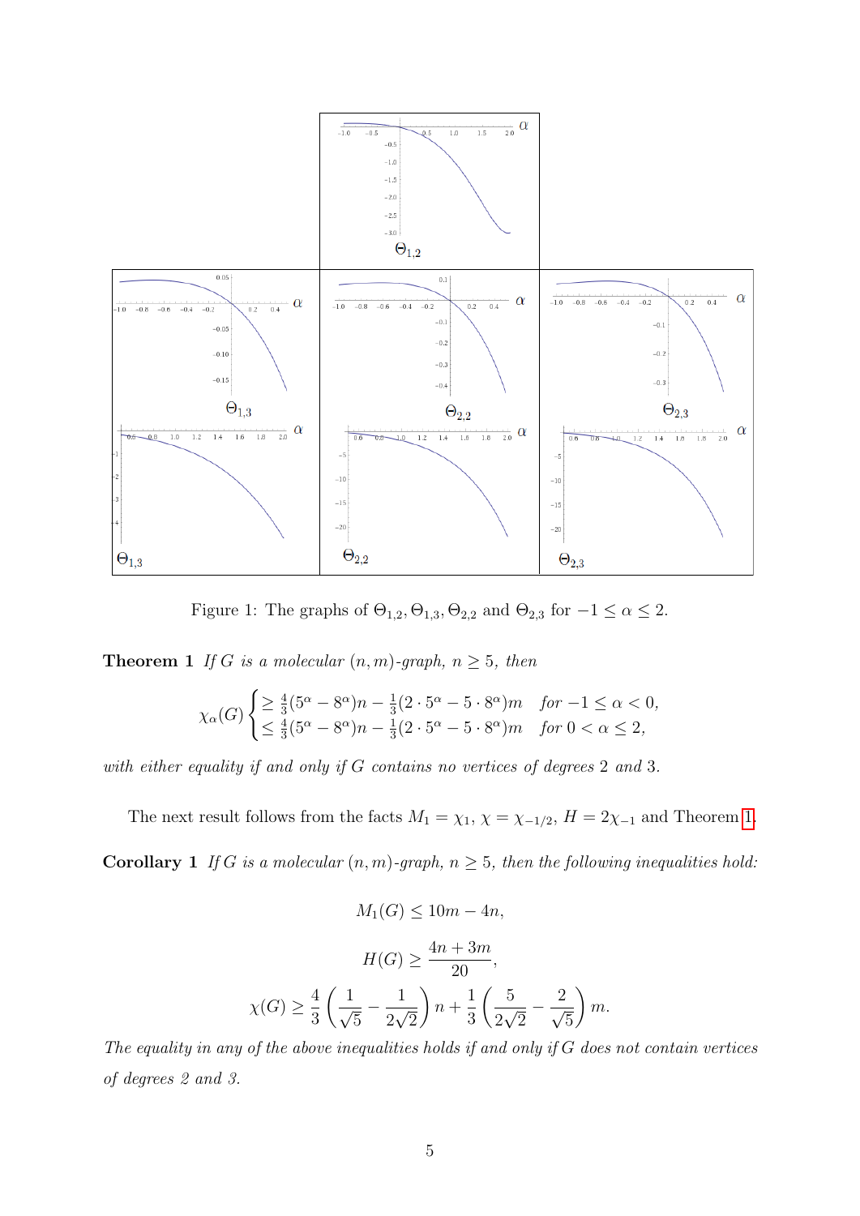Figure 1: The graphs of $\Theta_{1,2}, \Theta_{1,3}, \Theta_{2,2}$ and $\Theta_{2,3}$ for $-1 \leq \alpha \leq 2$.

**Theorem 1** *If $G$ is a molecular $(n,m)$-graph, $n \geq 5$, then*

$$\chi_\alpha(G) \begin{cases} \geq \frac{4}{3}(5^\alpha - 8^\alpha)n - \frac{1}{3}(2 \cdot 5^\alpha - 5 \cdot 8^\alpha)m & \text{for } -1 \leq \alpha < 0, \\ \leq \frac{4}{3}(5^\alpha - 8^\alpha)n - \frac{1}{3}(2 \cdot 5^\alpha - 5 \cdot 8^\alpha)m & \text{for } 0 < \alpha \leq 2, \end{cases}$$

*with either equality if and only if $G$ contains no vertices of degrees 2 and 3.*

The next result follows from the facts $M_1 = \chi_1$, $\chi = \chi_{-1/2}$, $H = 2\chi_{-1}$ and Theorem 1.

**Corollary 1** *If $G$ is a molecular $(n,m)$-graph, $n \geq 5$, then the following inequalities hold:*

$$M_1(G) \leq 10m - 4n,$$

$$H(G) \geq \frac{4n + 3m}{20},$$

$$\chi(G) \geq \frac{4}{3}\left(\frac{1}{\sqrt{5}} - \frac{1}{2\sqrt{2}}\right)n + \frac{1}{3}\left(\frac{5}{2\sqrt{2}} - \frac{2}{\sqrt{5}}\right)m.$$

*The equality in any of the above inequalities holds if and only if $G$ does not contain vertices of degrees 2 and 3.*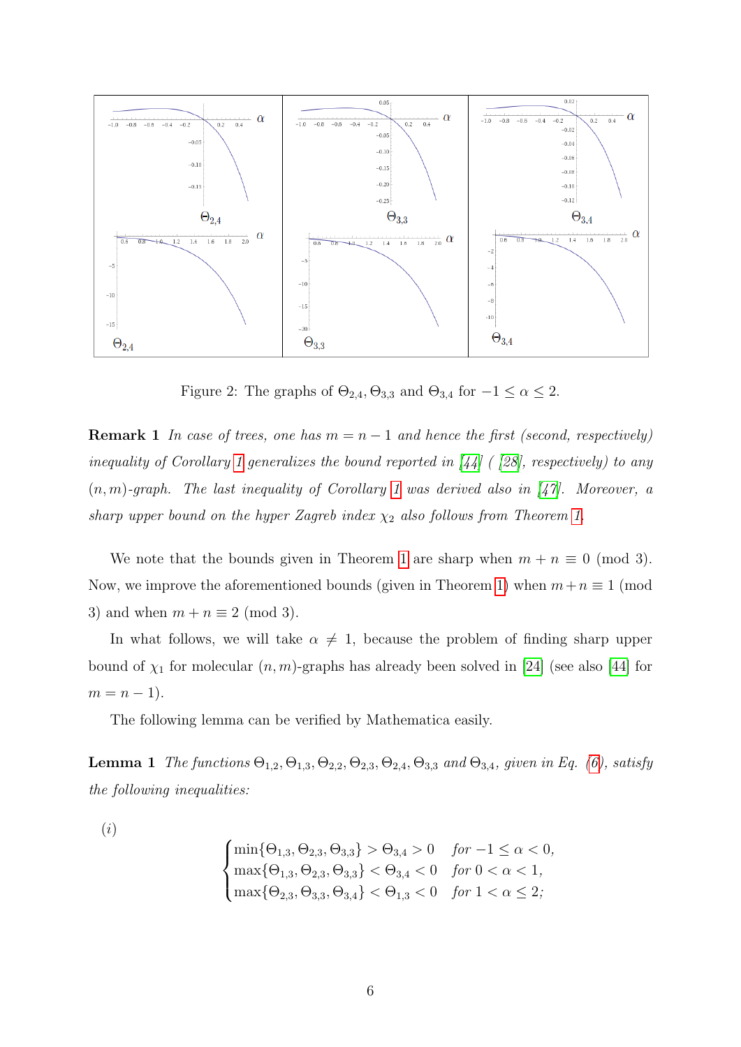Figure 2: The graphs of $\Theta_{2,4}$, $\Theta_{3,3}$ and $\Theta_{3,4}$ for $-1 \leq \alpha \leq 2$.

**Remark 1** *In case of trees, one has $m = n - 1$ and hence the first (second, respectively) inequality of Corollary 1 generalizes the bound reported in [44] ( [28], respectively) to any $(n, m)$-graph. The last inequality of Corollary 1 was derived also in [47]. Moreover, a sharp upper bound on the hyper Zagreb index $\chi_2$ also follows from Theorem 1.*

We note that the bounds given in Theorem 1 are sharp when $m + n \equiv 0 \pmod 3$. Now, we improve the aforementioned bounds (given in Theorem 1) when $m + n \equiv 1 \pmod 3$ and when $m + n \equiv 2 \pmod 3$.

In what follows, we will take $\alpha \neq 1$, because the problem of finding sharp upper bound of $\chi_1$ for molecular $(n, m)$-graphs has already been solved in [24] (see also [44] for $m = n - 1$).

The following lemma can be verified by Mathematica easily.

**Lemma 1** *The functions $\Theta_{1,2}, \Theta_{1,3}, \Theta_{2,2}, \Theta_{2,3}, \Theta_{2,4}, \Theta_{3,3}$ and $\Theta_{3,4}$, given in Eq. (6), satisfy the following inequalities:*

(*i*)

$$
\begin{cases}
\min\{\Theta_{1,3}, \Theta_{2,3}, \Theta_{3,3}\} > \Theta_{3,4} > 0 & \text{for } -1 \leq \alpha < 0, \\
\max\{\Theta_{1,3}, \Theta_{2,3}, \Theta_{3,3}\} < \Theta_{3,4} < 0 & \text{for } 0 < \alpha < 1, \\
\max\{\Theta_{2,3}, \Theta_{3,3}, \Theta_{3,4}\} < \Theta_{1,3} < 0 & \text{for } 1 < \alpha \leq 2;
\end{cases}
$$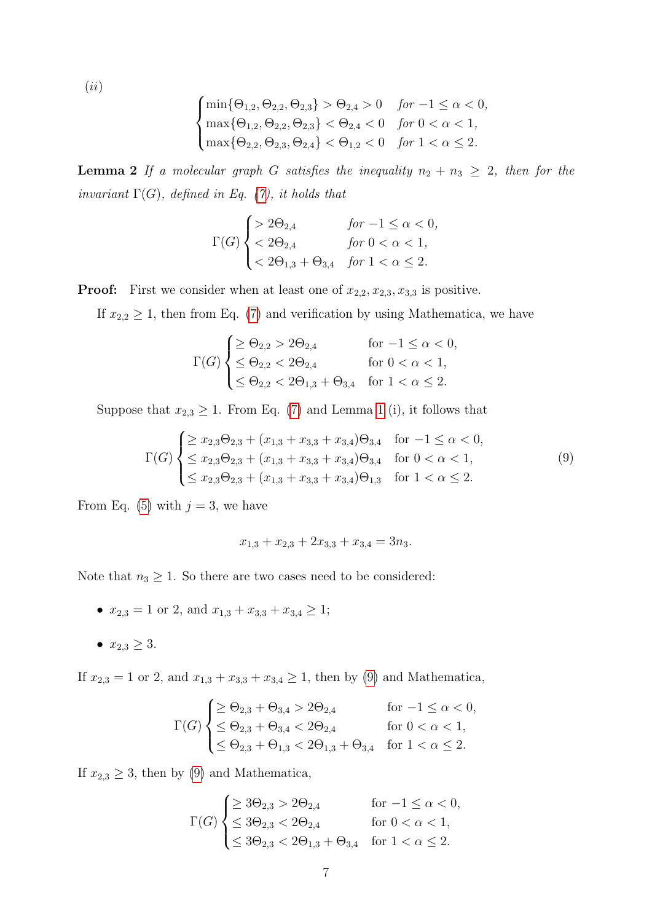*(ii)*

$$\begin{cases} \min\{\Theta_{1,2}, \Theta_{2,2}, \Theta_{2,3}\} > \Theta_{2,4} > 0 & \text{for } -1 \leq \alpha < 0, \\ \max\{\Theta_{1,2}, \Theta_{2,2}, \Theta_{2,3}\} < \Theta_{2,4} < 0 & \text{for } 0 < \alpha < 1, \\ \max\{\Theta_{2,2}, \Theta_{2,3}, \Theta_{2,4}\} < \Theta_{1,2} < 0 & \text{for } 1 < \alpha \leq 2. \end{cases}$$

**Lemma 2** *If a molecular graph $G$ satisfies the inequality $n_2 + n_3 \geq 2$, then for the invariant $\Gamma(G)$, defined in Eq. (7), it holds that*

$$\Gamma(G) \begin{cases} > 2\Theta_{2,4} & \text{for } -1 \leq \alpha < 0, \\ < 2\Theta_{2,4} & \text{for } 0 < \alpha < 1, \\ < 2\Theta_{1,3} + \Theta_{3,4} & \text{for } 1 < \alpha \leq 2. \end{cases}$$

**Proof:** First we consider when at least one of $x_{2,2}, x_{2,3}, x_{3,3}$ is positive.

If $x_{2,2} \geq 1$, then from Eq. (7) and verification by using Mathematica, we have

$$\Gamma(G) \begin{cases} \geq \Theta_{2,2} > 2\Theta_{2,4} & \text{for } -1 \leq \alpha < 0, \\ \leq \Theta_{2,2} < 2\Theta_{2,4} & \text{for } 0 < \alpha < 1, \\ \leq \Theta_{2,2} < 2\Theta_{1,3} + \Theta_{3,4} & \text{for } 1 < \alpha \leq 2. \end{cases}$$

Suppose that $x_{2,3} \geq 1$. From Eq. (7) and Lemma 1 (i), it follows that

$$\Gamma(G) \begin{cases} \geq x_{2,3}\Theta_{2,3} + (x_{1,3} + x_{3,3} + x_{3,4})\Theta_{3,4} & \text{for } -1 \leq \alpha < 0, \\ \leq x_{2,3}\Theta_{2,3} + (x_{1,3} + x_{3,3} + x_{3,4})\Theta_{3,4} & \text{for } 0 < \alpha < 1, \\ \leq x_{2,3}\Theta_{2,3} + (x_{1,3} + x_{3,3} + x_{3,4})\Theta_{1,3} & \text{for } 1 < \alpha \leq 2. \end{cases} \tag{9}$$

From Eq. (5) with $j = 3$, we have

$$x_{1,3} + x_{2,3} + 2x_{3,3} + x_{3,4} = 3n_3.$$

Note that $n_3 \geq 1$. So there are two cases need to be considered:

- $x_{2,3} = 1$ or $2$, and $x_{1,3} + x_{3,3} + x_{3,4} \geq 1$;
- $x_{2,3} \geq 3$.

If $x_{2,3} = 1$ or $2$, and $x_{1,3} + x_{3,3} + x_{3,4} \geq 1$, then by (9) and Mathematica,

$$\Gamma(G) \begin{cases} \geq \Theta_{2,3} + \Theta_{3,4} > 2\Theta_{2,4} & \text{for } -1 \leq \alpha < 0, \\ \leq \Theta_{2,3} + \Theta_{3,4} < 2\Theta_{2,4} & \text{for } 0 < \alpha < 1, \\ \leq \Theta_{2,3} + \Theta_{1,3} < 2\Theta_{1,3} + \Theta_{3,4} & \text{for } 1 < \alpha \leq 2. \end{cases}$$

If $x_{2,3} \geq 3$, then by (9) and Mathematica,

$$\Gamma(G) \begin{cases} \geq 3\Theta_{2,3} > 2\Theta_{2,4} & \text{for } -1 \leq \alpha < 0, \\ \leq 3\Theta_{2,3} < 2\Theta_{2,4} & \text{for } 0 < \alpha < 1, \\ \leq 3\Theta_{2,3} < 2\Theta_{1,3} + \Theta_{3,4} & \text{for } 1 < \alpha \leq 2. \end{cases}$$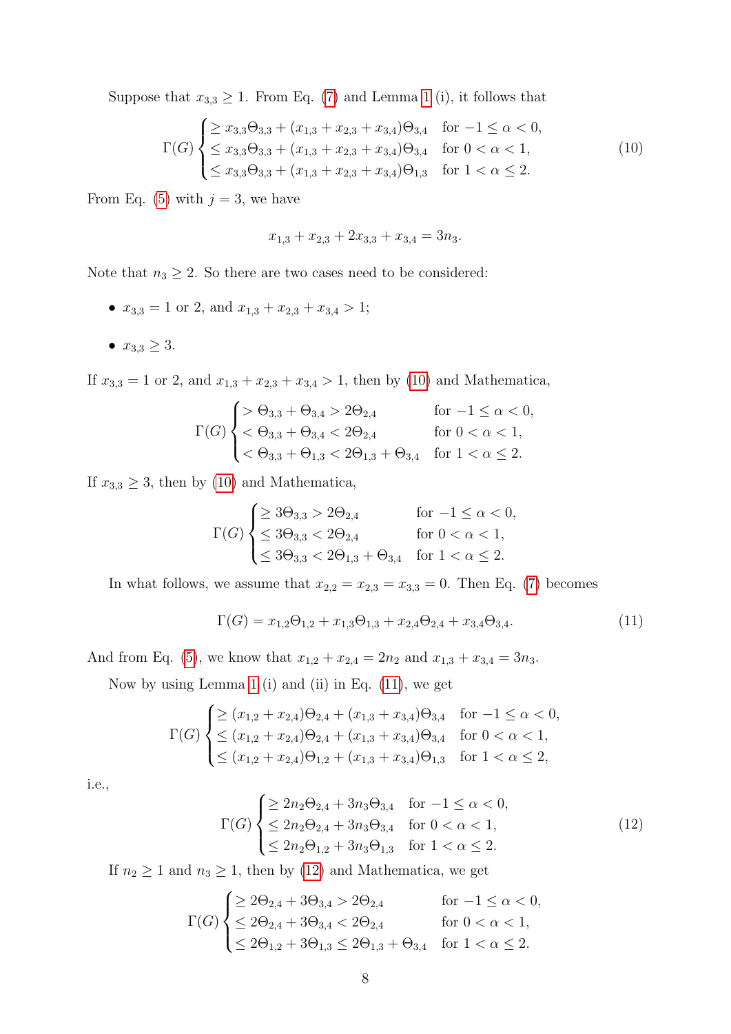Suppose that $x_{3,3} \geq 1$. From Eq. (7) and Lemma 1 (i), it follows that

$$\Gamma(G) \begin{cases} \geq x_{3,3}\Theta_{3,3} + (x_{1,3} + x_{2,3} + x_{3,4})\Theta_{3,4} & \text{for } -1 \leq \alpha < 0, \\ \leq x_{3,3}\Theta_{3,3} + (x_{1,3} + x_{2,3} + x_{3,4})\Theta_{3,4} & \text{for } 0 < \alpha < 1, \\ \leq x_{3,3}\Theta_{3,3} + (x_{1,3} + x_{2,3} + x_{3,4})\Theta_{1,3} & \text{for } 1 < \alpha \leq 2. \end{cases} \tag{10}$$

From Eq. (5) with $j = 3$, we have

$$x_{1,3} + x_{2,3} + 2x_{3,3} + x_{3,4} = 3n_3.$$

Note that $n_3 \geq 2$. So there are two cases need to be considered:

- $x_{3,3} = 1$ or 2, and $x_{1,3} + x_{2,3} + x_{3,4} > 1$;
- $x_{3,3} \geq 3$.

If $x_{3,3} = 1$ or 2, and $x_{1,3} + x_{2,3} + x_{3,4} > 1$, then by (10) and Mathematica,

$$\Gamma(G) \begin{cases} > \Theta_{3,3} + \Theta_{3,4} > 2\Theta_{2,4} & \text{for } -1 \leq \alpha < 0, \\ < \Theta_{3,3} + \Theta_{3,4} < 2\Theta_{2,4} & \text{for } 0 < \alpha < 1, \\ < \Theta_{3,3} + \Theta_{1,3} < 2\Theta_{1,3} + \Theta_{3,4} & \text{for } 1 < \alpha \leq 2. \end{cases}$$

If $x_{3,3} \geq 3$, then by (10) and Mathematica,

$$\Gamma(G) \begin{cases} \geq 3\Theta_{3,3} > 2\Theta_{2,4} & \text{for } -1 \leq \alpha < 0, \\ \leq 3\Theta_{3,3} < 2\Theta_{2,4} & \text{for } 0 < \alpha < 1, \\ \leq 3\Theta_{3,3} < 2\Theta_{1,3} + \Theta_{3,4} & \text{for } 1 < \alpha \leq 2. \end{cases}$$

In what follows, we assume that $x_{2,2} = x_{2,3} = x_{3,3} = 0$. Then Eq. (7) becomes

$$\Gamma(G) = x_{1,2}\Theta_{1,2} + x_{1,3}\Theta_{1,3} + x_{2,4}\Theta_{2,4} + x_{3,4}\Theta_{3,4}. \tag{11}$$

And from Eq. (5), we know that $x_{1,2} + x_{2,4} = 2n_2$ and $x_{1,3} + x_{3,4} = 3n_3$.

Now by using Lemma 1 (i) and (ii) in Eq. (11), we get

$$\Gamma(G) \begin{cases} \geq (x_{1,2} + x_{2,4})\Theta_{2,4} + (x_{1,3} + x_{3,4})\Theta_{3,4} & \text{for } -1 \leq \alpha < 0, \\ \leq (x_{1,2} + x_{2,4})\Theta_{2,4} + (x_{1,3} + x_{3,4})\Theta_{3,4} & \text{for } 0 < \alpha < 1, \\ \leq (x_{1,2} + x_{2,4})\Theta_{1,2} + (x_{1,3} + x_{3,4})\Theta_{1,3} & \text{for } 1 < \alpha \leq 2, \end{cases}$$

i.e.,

$$\Gamma(G) \begin{cases} \geq 2n_2\Theta_{2,4} + 3n_3\Theta_{3,4} & \text{for } -1 \leq \alpha < 0, \\ \leq 2n_2\Theta_{2,4} + 3n_3\Theta_{3,4} & \text{for } 0 < \alpha < 1, \\ \leq 2n_2\Theta_{1,2} + 3n_3\Theta_{1,3} & \text{for } 1 < \alpha \leq 2. \end{cases} \tag{12}$$

If $n_2 \geq 1$ and $n_3 \geq 1$, then by (12) and Mathematica, we get

$$\Gamma(G) \begin{cases} \geq 2\Theta_{2,4} + 3\Theta_{3,4} > 2\Theta_{2,4} & \text{for } -1 \leq \alpha < 0, \\ \leq 2\Theta_{2,4} + 3\Theta_{3,4} < 2\Theta_{2,4} & \text{for } 0 < \alpha < 1, \\ \leq 2\Theta_{1,2} + 3\Theta_{1,3} \leq 2\Theta_{1,3} + \Theta_{3,4} & \text{for } 1 < \alpha \leq 2. \end{cases}$$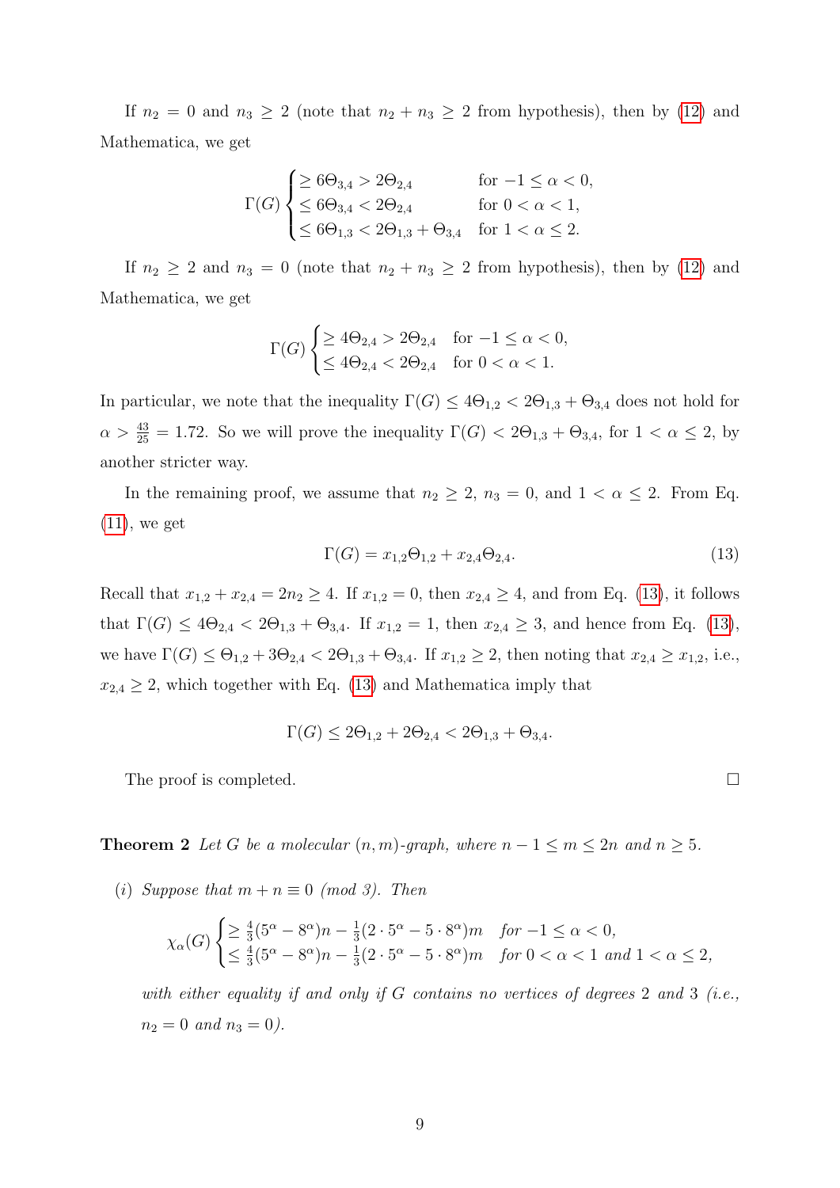If $n_2 = 0$ and $n_3 \geq 2$ (note that $n_2 + n_3 \geq 2$ from hypothesis), then by (12) and Mathematica, we get

$$\Gamma(G) \begin{cases} \geq 6\Theta_{3,4} > 2\Theta_{2,4} & \text{for } -1 \leq \alpha < 0, \\ \leq 6\Theta_{3,4} < 2\Theta_{2,4} & \text{for } 0 < \alpha < 1, \\ \leq 6\Theta_{1,3} < 2\Theta_{1,3} + \Theta_{3,4} & \text{for } 1 < \alpha \leq 2. \end{cases}$$

If $n_2 \geq 2$ and $n_3 = 0$ (note that $n_2 + n_3 \geq 2$ from hypothesis), then by (12) and Mathematica, we get

$$\Gamma(G) \begin{cases} \geq 4\Theta_{2,4} > 2\Theta_{2,4} & \text{for } -1 \leq \alpha < 0, \\ \leq 4\Theta_{2,4} < 2\Theta_{2,4} & \text{for } 0 < \alpha < 1. \end{cases}$$

In particular, we note that the inequality $\Gamma(G) \leq 4\Theta_{1,2} < 2\Theta_{1,3} + \Theta_{3,4}$ does not hold for $\alpha > \frac{43}{25} = 1.72$. So we will prove the inequality $\Gamma(G) < 2\Theta_{1,3} + \Theta_{3,4}$, for $1 < \alpha \leq 2$, by another stricter way.

In the remaining proof, we assume that $n_2 \geq 2$, $n_3 = 0$, and $1 < \alpha \leq 2$. From Eq. (11), we get

$$\Gamma(G) = x_{1,2}\Theta_{1,2} + x_{2,4}\Theta_{2,4}. \tag{13}$$

Recall that $x_{1,2} + x_{2,4} = 2n_2 \geq 4$. If $x_{1,2} = 0$, then $x_{2,4} \geq 4$, and from Eq. (13), it follows that $\Gamma(G) \leq 4\Theta_{2,4} < 2\Theta_{1,3} + \Theta_{3,4}$. If $x_{1,2} = 1$, then $x_{2,4} \geq 3$, and hence from Eq. (13), we have $\Gamma(G) \leq \Theta_{1,2} + 3\Theta_{2,4} < 2\Theta_{1,3} + \Theta_{3,4}$. If $x_{1,2} \geq 2$, then noting that $x_{2,4} \geq x_{1,2}$, i.e., $x_{2,4} \geq 2$, which together with Eq. (13) and Mathematica imply that

$$\Gamma(G) \leq 2\Theta_{1,2} + 2\Theta_{2,4} < 2\Theta_{1,3} + \Theta_{3,4}.$$

The proof is completed. $\square$

**Theorem 2** *Let $G$ be a molecular $(n, m)$-graph, where $n - 1 \leq m \leq 2n$ and $n \geq 5$.*

*(i) Suppose that $m + n \equiv 0$ (mod 3). Then*

$$\chi_\alpha(G) \begin{cases} \geq \frac{4}{3}(5^\alpha - 8^\alpha)n - \frac{1}{3}(2 \cdot 5^\alpha - 5 \cdot 8^\alpha)m & \text{for } -1 \leq \alpha < 0, \\ \leq \frac{4}{3}(5^\alpha - 8^\alpha)n - \frac{1}{3}(2 \cdot 5^\alpha - 5 \cdot 8^\alpha)m & \text{for } 0 < \alpha < 1 \text{ and } 1 < \alpha \leq 2, \end{cases}$$

*with either equality if and only if $G$ contains no vertices of degrees 2 and 3 (i.e., $n_2 = 0$ and $n_3 = 0$).*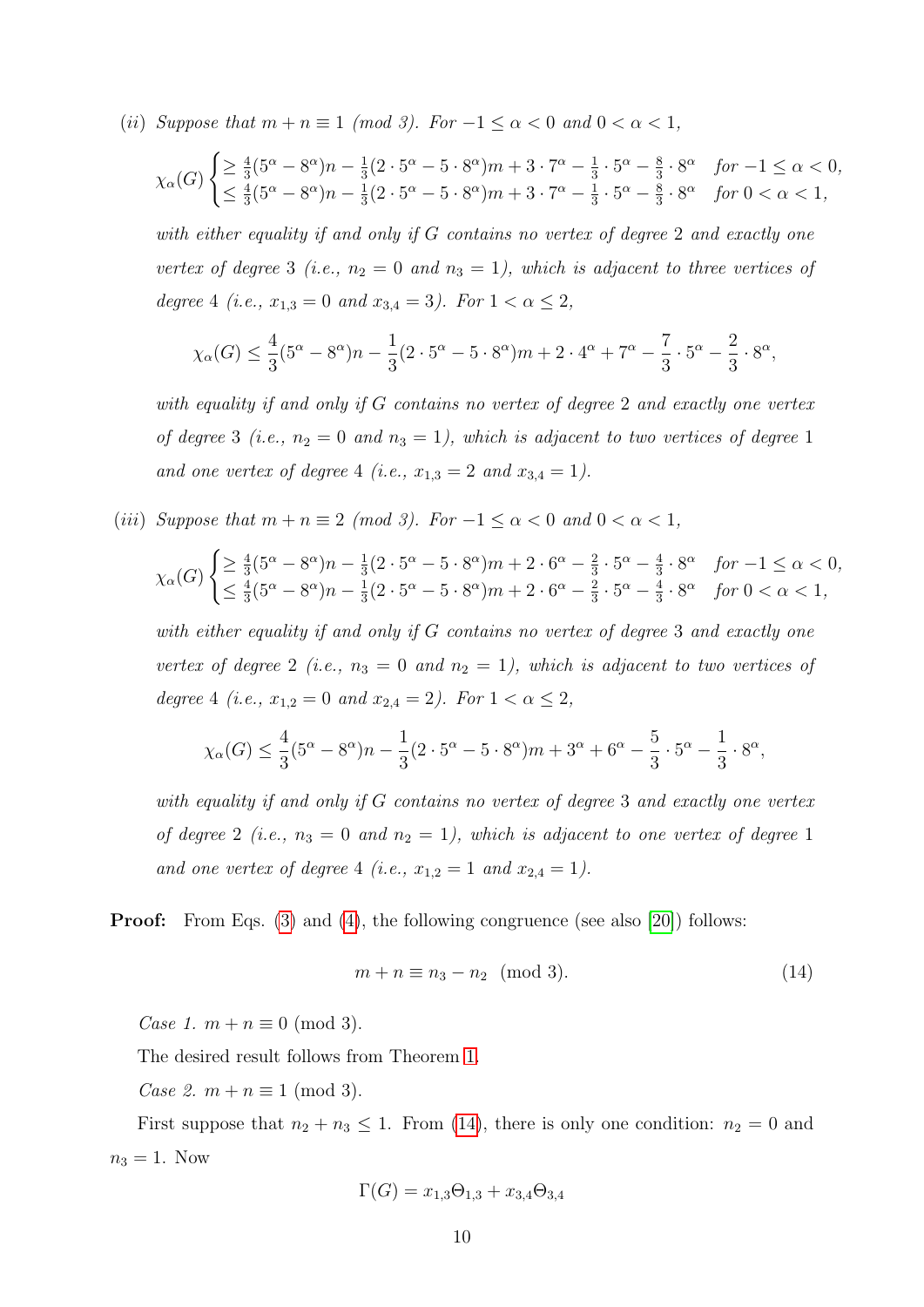*(ii) Suppose that $m + n \equiv 1$ (mod 3). For $-1 \le \alpha < 0$ and $0 < \alpha < 1$,*

$$\chi_\alpha(G) \begin{cases} \ge \frac{4}{3}(5^\alpha - 8^\alpha)n - \frac{1}{3}(2 \cdot 5^\alpha - 5 \cdot 8^\alpha)m + 3 \cdot 7^\alpha - \frac{1}{3} \cdot 5^\alpha - \frac{8}{3} \cdot 8^\alpha & \text{for } -1 \le \alpha < 0, \\ \le \frac{4}{3}(5^\alpha - 8^\alpha)n - \frac{1}{3}(2 \cdot 5^\alpha - 5 \cdot 8^\alpha)m + 3 \cdot 7^\alpha - \frac{1}{3} \cdot 5^\alpha - \frac{8}{3} \cdot 8^\alpha & \text{for } 0 < \alpha < 1, \end{cases}$$

*with either equality if and only if $G$ contains no vertex of degree 2 and exactly one vertex of degree 3 (i.e., $n_2 = 0$ and $n_3 = 1$), which is adjacent to three vertices of degree 4 (i.e., $x_{1,3} = 0$ and $x_{3,4} = 3$). For $1 < \alpha \le 2$,*

$$\chi_\alpha(G) \le \frac{4}{3}(5^\alpha - 8^\alpha)n - \frac{1}{3}(2 \cdot 5^\alpha - 5 \cdot 8^\alpha)m + 2 \cdot 4^\alpha + 7^\alpha - \frac{7}{3} \cdot 5^\alpha - \frac{2}{3} \cdot 8^\alpha,$$

*with equality if and only if $G$ contains no vertex of degree 2 and exactly one vertex of degree 3 (i.e., $n_2 = 0$ and $n_3 = 1$), which is adjacent to two vertices of degree 1 and one vertex of degree 4 (i.e., $x_{1,3} = 2$ and $x_{3,4} = 1$).*

*(iii) Suppose that $m + n \equiv 2$ (mod 3). For $-1 \le \alpha < 0$ and $0 < \alpha < 1$,*

$$\chi_\alpha(G) \begin{cases} \ge \frac{4}{3}(5^\alpha - 8^\alpha)n - \frac{1}{3}(2 \cdot 5^\alpha - 5 \cdot 8^\alpha)m + 2 \cdot 6^\alpha - \frac{2}{3} \cdot 5^\alpha - \frac{4}{3} \cdot 8^\alpha & \text{for } -1 \le \alpha < 0, \\ \le \frac{4}{3}(5^\alpha - 8^\alpha)n - \frac{1}{3}(2 \cdot 5^\alpha - 5 \cdot 8^\alpha)m + 2 \cdot 6^\alpha - \frac{2}{3} \cdot 5^\alpha - \frac{4}{3} \cdot 8^\alpha & \text{for } 0 < \alpha < 1, \end{cases}$$

*with either equality if and only if $G$ contains no vertex of degree 3 and exactly one vertex of degree 2 (i.e., $n_3 = 0$ and $n_2 = 1$), which is adjacent to two vertices of degree 4 (i.e., $x_{1,2} = 0$ and $x_{2,4} = 2$). For $1 < \alpha \le 2$,*

$$\chi_\alpha(G) \le \frac{4}{3}(5^\alpha - 8^\alpha)n - \frac{1}{3}(2 \cdot 5^\alpha - 5 \cdot 8^\alpha)m + 3^\alpha + 6^\alpha - \frac{5}{3} \cdot 5^\alpha - \frac{1}{3} \cdot 8^\alpha,$$

*with equality if and only if $G$ contains no vertex of degree 3 and exactly one vertex of degree 2 (i.e., $n_3 = 0$ and $n_2 = 1$), which is adjacent to one vertex of degree 1 and one vertex of degree 4 (i.e., $x_{1,2} = 1$ and $x_{2,4} = 1$).*

**Proof:** From Eqs. (3) and (4), the following congruence (see also [20]) follows:

$$m + n \equiv n_3 - n_2 \pmod 3. \tag{14}$$

*Case 1.* $m + n \equiv 0$ (mod 3).

The desired result follows from Theorem 1.

*Case 2.* $m + n \equiv 1$ (mod 3).

First suppose that $n_2 + n_3 \le 1$. From (14), there is only one condition: $n_2 = 0$ and $n_3 = 1$. Now

$$\Gamma(G) = x_{1,3}\Theta_{1,3} + x_{3,4}\Theta_{3,4}$$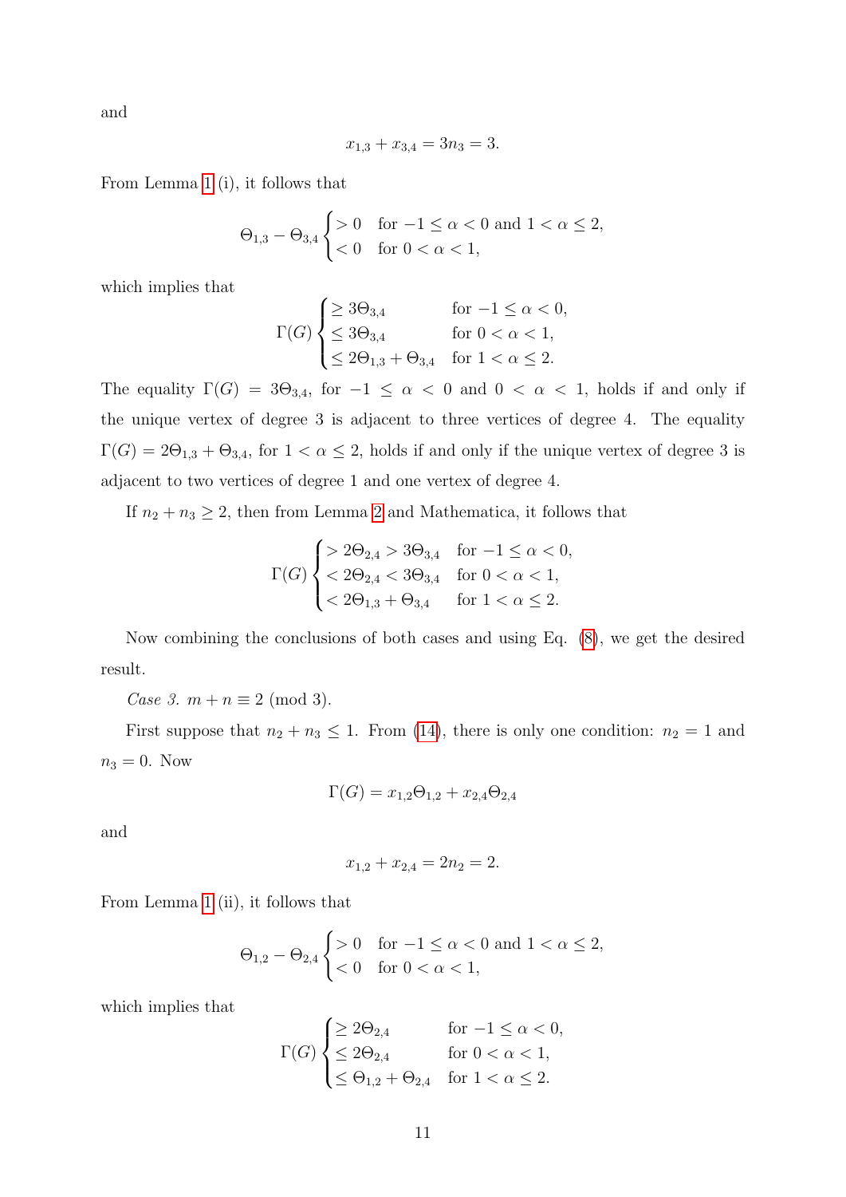and

$$x_{1,3} + x_{3,4} = 3n_3 = 3.$$

From Lemma 1 (i), it follows that

$$\Theta_{1,3} - \Theta_{3,4} \begin{cases} > 0 & \text{for } -1 \leq \alpha < 0 \text{ and } 1 < \alpha \leq 2, \\ < 0 & \text{for } 0 < \alpha < 1, \end{cases}$$

which implies that

$$\Gamma(G) \begin{cases} \geq 3\Theta_{3,4} & \text{for } -1 \leq \alpha < 0, \\ \leq 3\Theta_{3,4} & \text{for } 0 < \alpha < 1, \\ \leq 2\Theta_{1,3} + \Theta_{3,4} & \text{for } 1 < \alpha \leq 2. \end{cases}$$

The equality $\Gamma(G) = 3\Theta_{3,4}$, for $-1 \leq \alpha < 0$ and $0 < \alpha < 1$, holds if and only if the unique vertex of degree 3 is adjacent to three vertices of degree 4. The equality $\Gamma(G) = 2\Theta_{1,3} + \Theta_{3,4}$, for $1 < \alpha \leq 2$, holds if and only if the unique vertex of degree 3 is adjacent to two vertices of degree 1 and one vertex of degree 4.

If $n_2 + n_3 \geq 2$, then from Lemma 2 and Mathematica, it follows that

$$\Gamma(G) \begin{cases} > 2\Theta_{2,4} > 3\Theta_{3,4} & \text{for } -1 \leq \alpha < 0, \\ < 2\Theta_{2,4} < 3\Theta_{3,4} & \text{for } 0 < \alpha < 1, \\ < 2\Theta_{1,3} + \Theta_{3,4} & \text{for } 1 < \alpha \leq 2. \end{cases}$$

Now combining the conclusions of both cases and using Eq. (8), we get the desired result.

*Case 3.* $m + n \equiv 2 \pmod 3$.

First suppose that $n_2 + n_3 \leq 1$. From (14), there is only one condition: $n_2 = 1$ and $n_3 = 0$. Now

$$\Gamma(G) = x_{1,2}\Theta_{1,2} + x_{2,4}\Theta_{2,4}$$

and

$$x_{1,2} + x_{2,4} = 2n_2 = 2.$$

From Lemma 1 (ii), it follows that

$$\Theta_{1,2} - \Theta_{2,4} \begin{cases} > 0 & \text{for } -1 \leq \alpha < 0 \text{ and } 1 < \alpha \leq 2, \\ < 0 & \text{for } 0 < \alpha < 1, \end{cases}$$

which implies that

$$\Gamma(G) \begin{cases} \geq 2\Theta_{2,4} & \text{for } -1 \leq \alpha < 0, \\ \leq 2\Theta_{2,4} & \text{for } 0 < \alpha < 1, \\ \leq \Theta_{1,2} + \Theta_{2,4} & \text{for } 1 < \alpha \leq 2. \end{cases}$$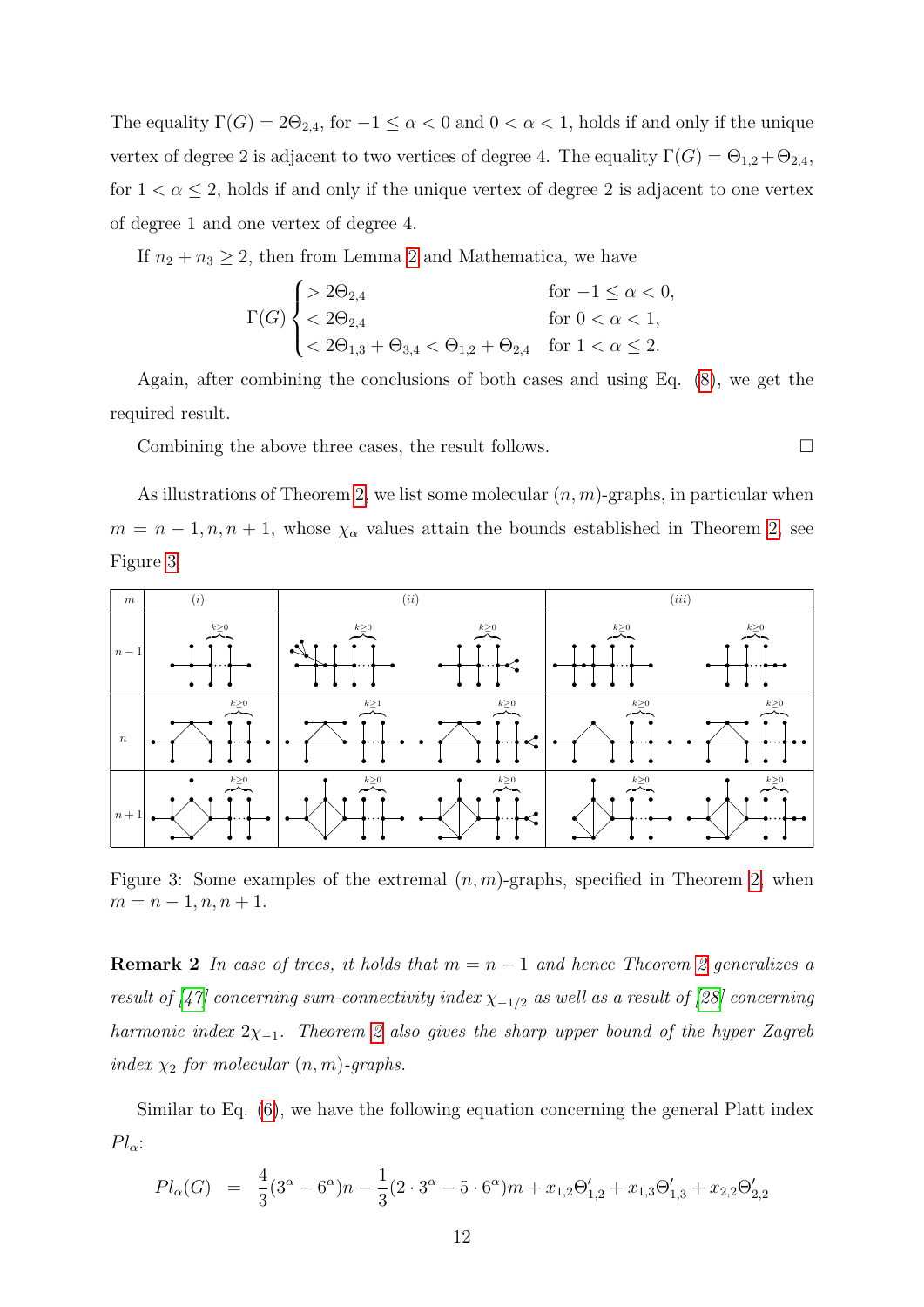The equality $\Gamma(G) = 2\Theta_{2,4}$, for $-1 \le \alpha < 0$ and $0 < \alpha < 1$, holds if and only if the unique vertex of degree 2 is adjacent to two vertices of degree 4. The equality $\Gamma(G) = \Theta_{1,2} + \Theta_{2,4}$, for $1 < \alpha \le 2$, holds if and only if the unique vertex of degree 2 is adjacent to one vertex of degree 1 and one vertex of degree 4.

If $n_2 + n_3 \ge 2$, then from Lemma 2 and Mathematica, we have

$$\Gamma(G) \begin{cases} > 2\Theta_{2,4} & \text{for } -1 \le \alpha < 0, \\ < 2\Theta_{2,4} & \text{for } 0 < \alpha < 1, \\ < 2\Theta_{1,3} + \Theta_{3,4} < \Theta_{1,2} + \Theta_{2,4} & \text{for } 1 < \alpha \le 2. \end{cases}$$

Again, after combining the conclusions of both cases and using Eq. (8), we get the required result.

Combining the above three cases, the result follows. □

As illustrations of Theorem 2, we list some molecular $(n, m)$-graphs, in particular when $m = n-1, n, n+1$, whose $\chi_\alpha$ values attain the bounds established in Theorem 2, see Figure 3.

Figure 3: Some examples of the extremal $(n, m)$-graphs, specified in Theorem 2, when $m = n-1, n, n+1$.

**Remark 2** *In case of trees, it holds that $m = n - 1$ and hence Theorem 2 generalizes a result of [47] concerning sum-connectivity index $\chi_{-1/2}$ as well as a result of [28] concerning harmonic index $2\chi_{-1}$. Theorem 2 also gives the sharp upper bound of the hyper Zagreb index $\chi_2$ for molecular $(n, m)$-graphs.*

Similar to Eq. (6), we have the following equation concerning the general Platt index $Pl_\alpha$:

$$Pl_\alpha(G) \;\; = \;\; \frac{4}{3}(3^\alpha - 6^\alpha)n - \frac{1}{3}(2 \cdot 3^\alpha - 5 \cdot 6^\alpha)m + x_{1,2}\Theta'_{1,2} + x_{1,3}\Theta'_{1,3} + x_{2,2}\Theta'_{2,2}$$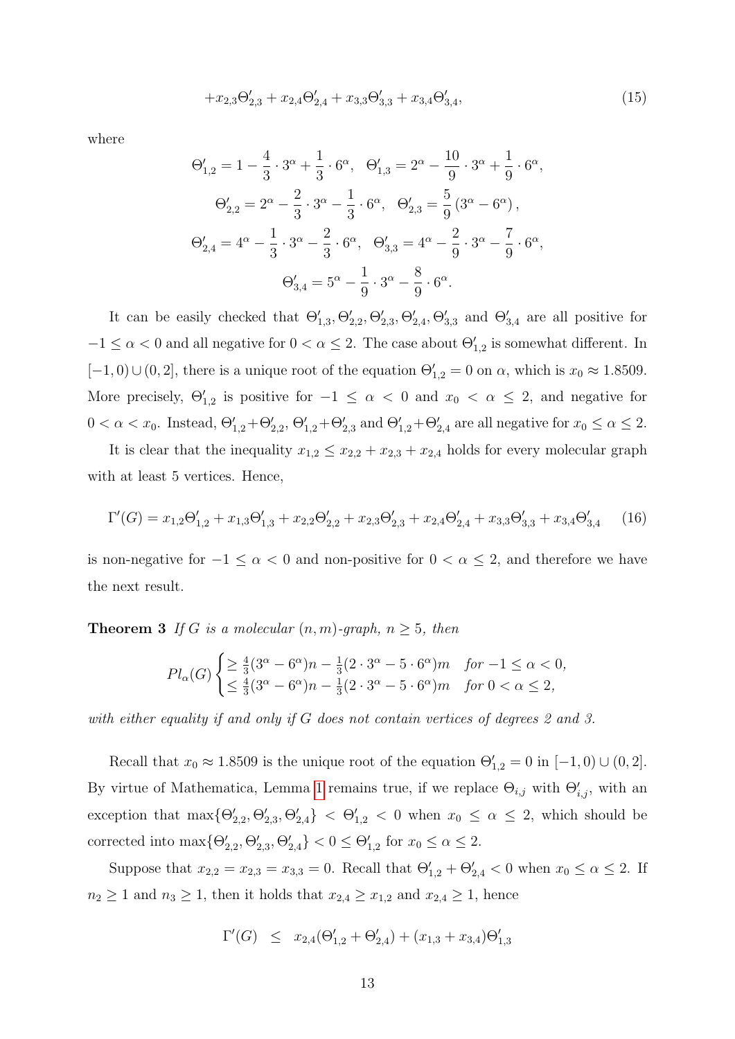$$+x_{2,3}\Theta'_{2,3} + x_{2,4}\Theta'_{2,4} + x_{3,3}\Theta'_{3,3} + x_{3,4}\Theta'_{3,4}, \tag{15}$$

where

$$\Theta'_{1,2} = 1 - \frac{4}{3}\cdot 3^\alpha + \frac{1}{3}\cdot 6^\alpha, \quad \Theta'_{1,3} = 2^\alpha - \frac{10}{9}\cdot 3^\alpha + \frac{1}{9}\cdot 6^\alpha,$$

$$\Theta'_{2,2} = 2^\alpha - \frac{2}{3}\cdot 3^\alpha - \frac{1}{3}\cdot 6^\alpha, \quad \Theta'_{2,3} = \frac{5}{9}\left(3^\alpha - 6^\alpha\right),$$

$$\Theta'_{2,4} = 4^\alpha - \frac{1}{3}\cdot 3^\alpha - \frac{2}{3}\cdot 6^\alpha, \quad \Theta'_{3,3} = 4^\alpha - \frac{2}{9}\cdot 3^\alpha - \frac{7}{9}\cdot 6^\alpha,$$

$$\Theta'_{3,4} = 5^\alpha - \frac{1}{9}\cdot 3^\alpha - \frac{8}{9}\cdot 6^\alpha.$$

It can be easily checked that $\Theta'_{1,3}, \Theta'_{2,2}, \Theta'_{2,3}, \Theta'_{2,4}, \Theta'_{3,3}$ and $\Theta'_{3,4}$ are all positive for $-1 \le \alpha < 0$ and all negative for $0 < \alpha \le 2$. The case about $\Theta'_{1,2}$ is somewhat different. In $[-1, 0) \cup (0, 2]$, there is a unique root of the equation $\Theta'_{1,2} = 0$ on $\alpha$, which is $x_0 \approx 1.8509$. More precisely, $\Theta'_{1,2}$ is positive for $-1 \le \alpha < 0$ and $x_0 < \alpha \le 2$, and negative for $0 < \alpha < x_0$. Instead, $\Theta'_{1,2}+\Theta'_{2,2}$, $\Theta'_{1,2}+\Theta'_{2,3}$ and $\Theta'_{1,2}+\Theta'_{2,4}$ are all negative for $x_0 \le \alpha \le 2$.

It is clear that the inequality $x_{1,2} \le x_{2,2} + x_{2,3} + x_{2,4}$ holds for every molecular graph with at least 5 vertices. Hence,

$$\Gamma'(G) = x_{1,2}\Theta'_{1,2} + x_{1,3}\Theta'_{1,3} + x_{2,2}\Theta'_{2,2} + x_{2,3}\Theta'_{2,3} + x_{2,4}\Theta'_{2,4} + x_{3,3}\Theta'_{3,3} + x_{3,4}\Theta'_{3,4} \tag{16}$$

is non-negative for $-1 \le \alpha < 0$ and non-positive for $0 < \alpha \le 2$, and therefore we have the next result.

**Theorem 3** *If $G$ is a molecular $(n, m)$-graph, $n \ge 5$, then*

$$Pl_\alpha(G) \begin{cases} \ge \frac{4}{3}(3^\alpha - 6^\alpha)n - \frac{1}{3}(2\cdot 3^\alpha - 5\cdot 6^\alpha)m & \text{for } -1 \le \alpha < 0, \\ \le \frac{4}{3}(3^\alpha - 6^\alpha)n - \frac{1}{3}(2\cdot 3^\alpha - 5\cdot 6^\alpha)m & \text{for } 0 < \alpha \le 2, \end{cases}$$

*with either equality if and only if $G$ does not contain vertices of degrees 2 and 3.*

Recall that $x_0 \approx 1.8509$ is the unique root of the equation $\Theta'_{1,2} = 0$ in $[-1, 0) \cup (0, 2]$. By virtue of Mathematica, Lemma 1 remains true, if we replace $\Theta_{i,j}$ with $\Theta'_{i,j}$, with an exception that $\max\{\Theta'_{2,2}, \Theta'_{2,3}, \Theta'_{2,4}\} < \Theta'_{1,2} < 0$ when $x_0 \le \alpha \le 2$, which should be corrected into $\max\{\Theta'_{2,2}, \Theta'_{2,3}, \Theta'_{2,4}\} < 0 \le \Theta'_{1,2}$ for $x_0 \le \alpha \le 2$.

Suppose that $x_{2,2} = x_{2,3} = x_{3,3} = 0$. Recall that $\Theta'_{1,2} + \Theta'_{2,4} < 0$ when $x_0 \le \alpha \le 2$. If $n_2 \ge 1$ and $n_3 \ge 1$, then it holds that $x_{2,4} \ge x_{1,2}$ and $x_{2,4} \ge 1$, hence

$$\Gamma'(G) \;\; \le \;\; x_{2,4}(\Theta'_{1,2} + \Theta'_{2,4}) + (x_{1,3} + x_{3,4})\Theta'_{1,3}$$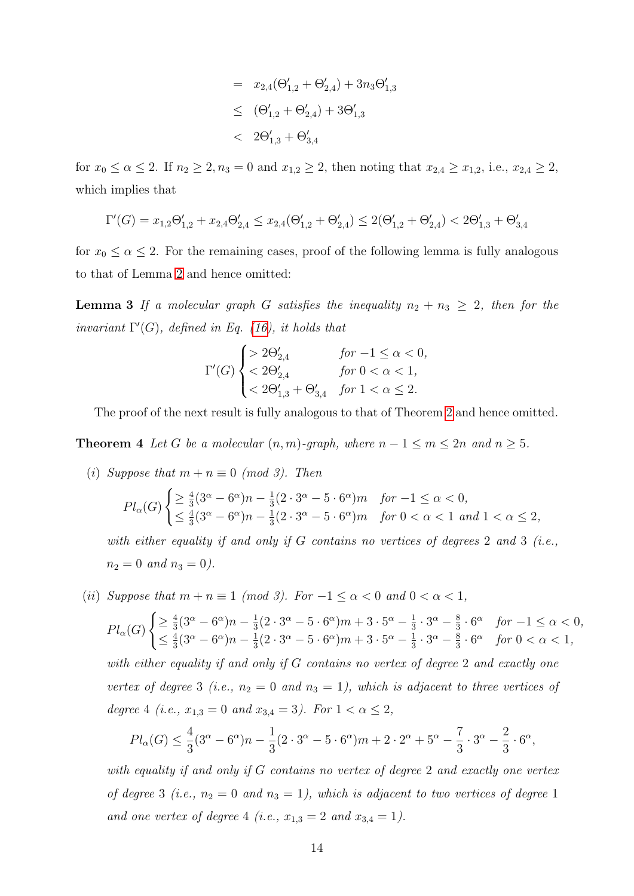$$
\begin{aligned}
&= x_{2,4}(\Theta'_{1,2} + \Theta'_{2,4}) + 3n_3\Theta'_{1,3} \\
&\leq (\Theta'_{1,2} + \Theta'_{2,4}) + 3\Theta'_{1,3} \\
&< 2\Theta'_{1,3} + \Theta'_{3,4}
\end{aligned}
$$

for $x_0 \leq \alpha \leq 2$. If $n_2 \geq 2, n_3 = 0$ and $x_{1,2} \geq 2$, then noting that $x_{2,4} \geq x_{1,2}$, i.e., $x_{2,4} \geq 2$, which implies that

$$
\Gamma'(G) = x_{1,2}\Theta'_{1,2} + x_{2,4}\Theta'_{2,4} \leq x_{2,4}(\Theta'_{1,2} + \Theta'_{2,4}) \leq 2(\Theta'_{1,2} + \Theta'_{2,4}) < 2\Theta'_{1,3} + \Theta'_{3,4}
$$

for $x_0 \leq \alpha \leq 2$. For the remaining cases, proof of the following lemma is fully analogous to that of Lemma 2 and hence omitted:

**Lemma 3** *If a molecular graph $G$ satisfies the inequality $n_2 + n_3 \geq 2$, then for the invariant $\Gamma'(G)$, defined in Eq. (16), it holds that*

$$
\Gamma'(G) \begin{cases} > 2\Theta'_{2,4} & \text{for } -1 \leq \alpha < 0, \\ < 2\Theta'_{2,4} & \text{for } 0 < \alpha < 1, \\ < 2\Theta'_{1,3} + \Theta'_{3,4} & \text{for } 1 < \alpha \leq 2. \end{cases}
$$

The proof of the next result is fully analogous to that of Theorem 2 and hence omitted.

**Theorem 4** *Let $G$ be a molecular $(n, m)$-graph, where $n - 1 \leq m \leq 2n$ and $n \geq 5$.*

(*i*) *Suppose that $m + n \equiv 0$ (mod 3). Then*

$$
Pl_\alpha(G) \begin{cases} \geq \frac{4}{3}(3^\alpha - 6^\alpha)n - \frac{1}{3}(2 \cdot 3^\alpha - 5 \cdot 6^\alpha)m & \text{for } -1 \leq \alpha < 0, \\ \leq \frac{4}{3}(3^\alpha - 6^\alpha)n - \frac{1}{3}(2 \cdot 3^\alpha - 5 \cdot 6^\alpha)m & \text{for } 0 < \alpha < 1 \text{ and } 1 < \alpha \leq 2, \end{cases}
$$

*with either equality if and only if $G$ contains no vertices of degrees 2 and 3 (i.e., $n_2 = 0$ and $n_3 = 0$).*

(*ii*) *Suppose that $m + n \equiv 1$ (mod 3). For $-1 \leq \alpha < 0$ and $0 < \alpha < 1$,*

$$
Pl_\alpha(G) \begin{cases} \geq \frac{4}{3}(3^\alpha - 6^\alpha)n - \frac{1}{3}(2 \cdot 3^\alpha - 5 \cdot 6^\alpha)m + 3 \cdot 5^\alpha - \frac{1}{3} \cdot 3^\alpha - \frac{8}{3} \cdot 6^\alpha & \text{for } -1 \leq \alpha < 0, \\ \leq \frac{4}{3}(3^\alpha - 6^\alpha)n - \frac{1}{3}(2 \cdot 3^\alpha - 5 \cdot 6^\alpha)m + 3 \cdot 5^\alpha - \frac{1}{3} \cdot 3^\alpha - \frac{8}{3} \cdot 6^\alpha & \text{for } 0 < \alpha < 1, \end{cases}
$$

*with either equality if and only if $G$ contains no vertex of degree 2 and exactly one vertex of degree 3 (i.e., $n_2 = 0$ and $n_3 = 1$), which is adjacent to three vertices of degree 4 (i.e., $x_{1,3} = 0$ and $x_{3,4} = 3$). For $1 < \alpha \leq 2$,*

$$
Pl_\alpha(G) \leq \frac{4}{3}(3^\alpha - 6^\alpha)n - \frac{1}{3}(2 \cdot 3^\alpha - 5 \cdot 6^\alpha)m + 2 \cdot 2^\alpha + 5^\alpha - \frac{7}{3} \cdot 3^\alpha - \frac{2}{3} \cdot 6^\alpha,
$$

*with equality if and only if $G$ contains no vertex of degree 2 and exactly one vertex of degree 3 (i.e., $n_2 = 0$ and $n_3 = 1$), which is adjacent to two vertices of degree 1 and one vertex of degree 4 (i.e., $x_{1,3} = 2$ and $x_{3,4} = 1$).*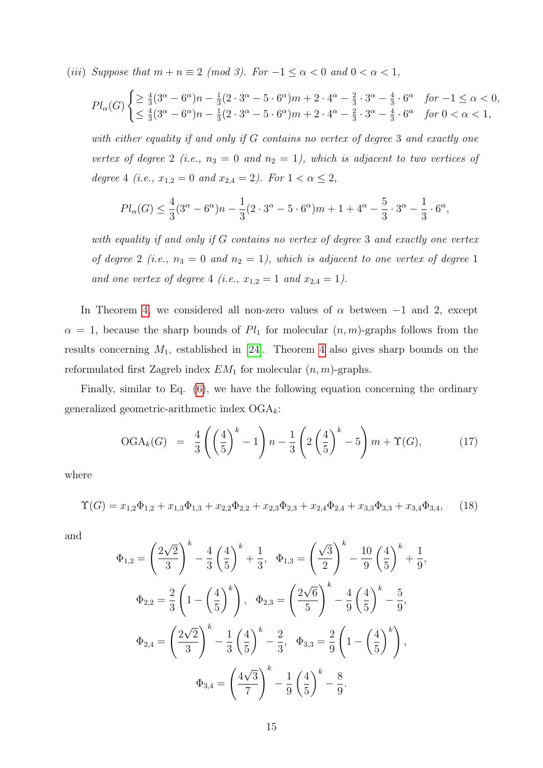*(iii) Suppose that $m + n \equiv 2$ (mod 3). For $-1 \leq \alpha < 0$ and $0 < \alpha < 1$,*

$$Pl_\alpha(G) \begin{cases} \geq \frac{4}{3}(3^\alpha - 6^\alpha)n - \frac{1}{3}(2 \cdot 3^\alpha - 5 \cdot 6^\alpha)m + 2 \cdot 4^\alpha - \frac{2}{3} \cdot 3^\alpha - \frac{4}{3} \cdot 6^\alpha & \text{for } -1 \leq \alpha < 0, \\ \leq \frac{4}{3}(3^\alpha - 6^\alpha)n - \frac{1}{3}(2 \cdot 3^\alpha - 5 \cdot 6^\alpha)m + 2 \cdot 4^\alpha - \frac{2}{3} \cdot 3^\alpha - \frac{4}{3} \cdot 6^\alpha & \text{for } 0 < \alpha < 1, \end{cases}$$

*with either equality if and only if $G$ contains no vertex of degree 3 and exactly one vertex of degree 2 (i.e., $n_3 = 0$ and $n_2 = 1$), which is adjacent to two vertices of degree 4 (i.e., $x_{1,2} = 0$ and $x_{2,4} = 2$). For $1 < \alpha \leq 2$,*

$$Pl_\alpha(G) \leq \frac{4}{3}(3^\alpha - 6^\alpha)n - \frac{1}{3}(2 \cdot 3^\alpha - 5 \cdot 6^\alpha)m + 1 + 4^\alpha - \frac{5}{3} \cdot 3^\alpha - \frac{1}{3} \cdot 6^\alpha,$$

*with equality if and only if $G$ contains no vertex of degree 3 and exactly one vertex of degree 2 (i.e., $n_3 = 0$ and $n_2 = 1$), which is adjacent to one vertex of degree 1 and one vertex of degree 4 (i.e., $x_{1,2} = 1$ and $x_{2,4} = 1$).*

In Theorem 4, we considered all non-zero values of $\alpha$ between $-1$ and 2, except $\alpha = 1$, because the sharp bounds of $Pl_1$ for molecular $(n, m)$-graphs follows from the results concerning $M_1$, established in [24]. Theorem 4 also gives sharp bounds on the reformulated first Zagreb index $EM_1$ for molecular $(n, m)$-graphs.

Finally, similar to Eq. (6), we have the following equation concerning the ordinary generalized geometric-arithmetic index $\mathrm{OGA}_k$:

$$\mathrm{OGA}_k(G) = \frac{4}{3}\left(\left(\frac{4}{5}\right)^k - 1\right)n - \frac{1}{3}\left(2\left(\frac{4}{5}\right)^k - 5\right)m + \Upsilon(G), \tag{17}$$

where

$$\Upsilon(G) = x_{1,2}\Phi_{1,2} + x_{1,3}\Phi_{1,3} + x_{2,2}\Phi_{2,2} + x_{2,3}\Phi_{2,3} + x_{2,4}\Phi_{2,4} + x_{3,3}\Phi_{3,3} + x_{3,4}\Phi_{3,4}, \tag{18}$$

and

$$\Phi_{1,2} = \left(\frac{2\sqrt{2}}{3}\right)^k - \frac{4}{3}\left(\frac{4}{5}\right)^k + \frac{1}{3}, \quad \Phi_{1,3} = \left(\frac{\sqrt{3}}{2}\right)^k - \frac{10}{9}\left(\frac{4}{5}\right)^k + \frac{1}{9},$$

$$\Phi_{2,2} = \frac{2}{3}\left(1 - \left(\frac{4}{5}\right)^k\right), \quad \Phi_{2,3} = \left(\frac{2\sqrt{6}}{5}\right)^k - \frac{4}{9}\left(\frac{4}{5}\right)^k - \frac{5}{9},$$

$$\Phi_{2,4} = \left(\frac{2\sqrt{2}}{3}\right)^k - \frac{1}{3}\left(\frac{4}{5}\right)^k - \frac{2}{3}, \quad \Phi_{3,3} = \frac{2}{9}\left(1 - \left(\frac{4}{5}\right)^k\right),$$

$$\Phi_{3,4} = \left(\frac{4\sqrt{3}}{7}\right)^k - \frac{1}{9}\left(\frac{4}{5}\right)^k - \frac{8}{9}.$$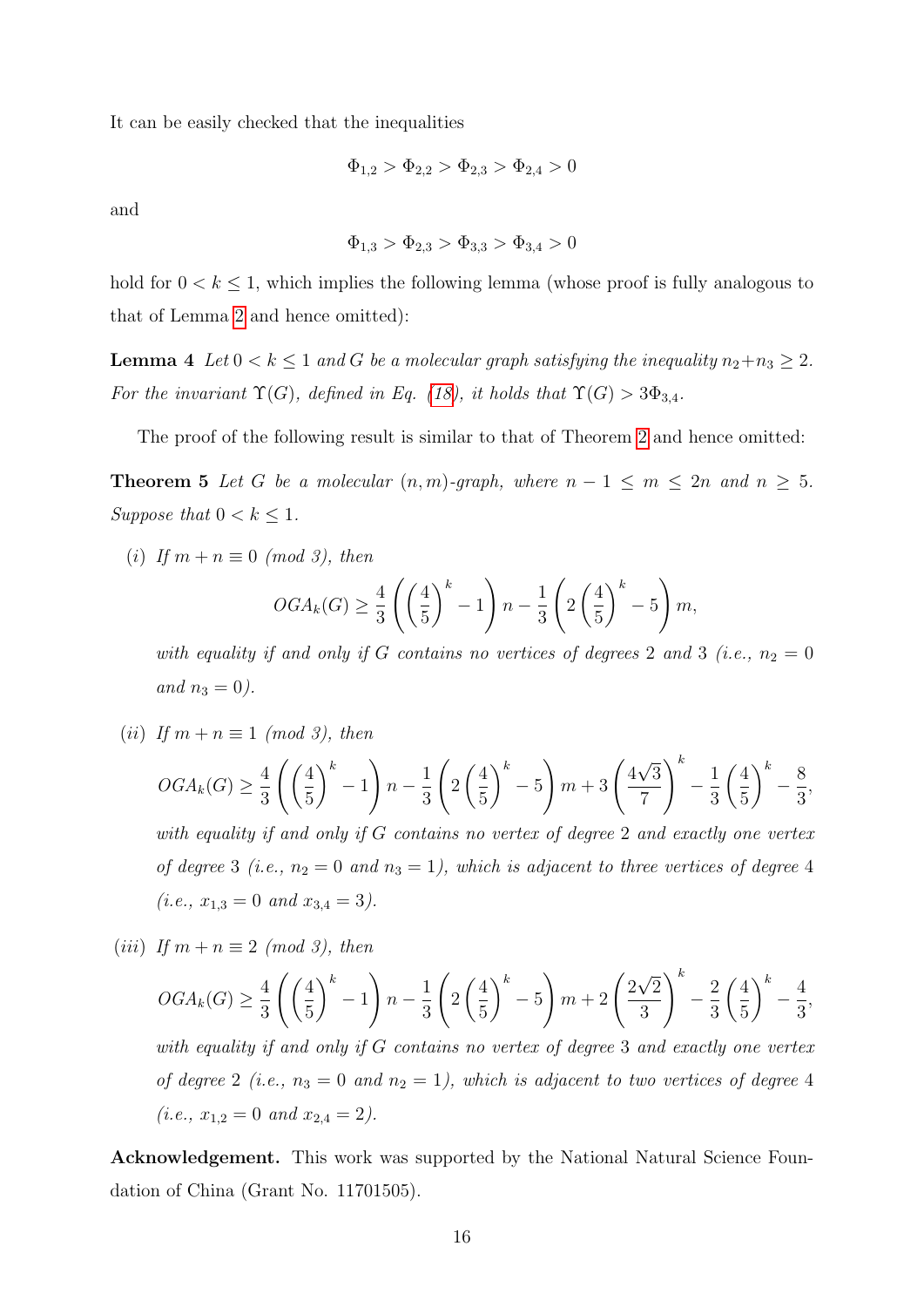It can be easily checked that the inequalities

$$\Phi_{1,2} > \Phi_{2,2} > \Phi_{2,3} > \Phi_{2,4} > 0$$

and

$$\Phi_{1,3} > \Phi_{2,3} > \Phi_{3,3} > \Phi_{3,4} > 0$$

hold for $0 < k \leq 1$, which implies the following lemma (whose proof is fully analogous to that of Lemma 2 and hence omitted):

**Lemma 4** *Let $0 < k \leq 1$ and $G$ be a molecular graph satisfying the inequality $n_2 + n_3 \geq 2$. For the invariant $\Upsilon(G)$, defined in Eq. (18), it holds that $\Upsilon(G) > 3\Phi_{3,4}$.*

The proof of the following result is similar to that of Theorem 2 and hence omitted:

**Theorem 5** *Let $G$ be a molecular $(n, m)$-graph, where $n - 1 \leq m \leq 2n$ and $n \geq 5$. Suppose that $0 < k \leq 1$.*

*(i) If $m + n \equiv 0 \pmod 3$, then*

$$OGA_k(G) \geq \frac{4}{3}\left(\left(\frac{4}{5}\right)^k - 1\right)n - \frac{1}{3}\left(2\left(\frac{4}{5}\right)^k - 5\right)m,$$

*with equality if and only if $G$ contains no vertices of degrees 2 and 3 (i.e., $n_2 = 0$ and $n_3 = 0$).*

*(ii) If $m + n \equiv 1 \pmod 3$, then*

$$OGA_k(G) \geq \frac{4}{3}\left(\left(\frac{4}{5}\right)^k - 1\right)n - \frac{1}{3}\left(2\left(\frac{4}{5}\right)^k - 5\right)m + 3\left(\frac{4\sqrt{3}}{7}\right)^k - \frac{1}{3}\left(\frac{4}{5}\right)^k - \frac{8}{3},$$

*with equality if and only if $G$ contains no vertex of degree 2 and exactly one vertex of degree 3 (i.e., $n_2 = 0$ and $n_3 = 1$), which is adjacent to three vertices of degree 4 (i.e., $x_{1,3} = 0$ and $x_{3,4} = 3$).*

*(iii) If $m + n \equiv 2 \pmod 3$, then*

$$OGA_k(G) \geq \frac{4}{3}\left(\left(\frac{4}{5}\right)^k - 1\right)n - \frac{1}{3}\left(2\left(\frac{4}{5}\right)^k - 5\right)m + 2\left(\frac{2\sqrt{2}}{3}\right)^k - \frac{2}{3}\left(\frac{4}{5}\right)^k - \frac{4}{3},$$

*with equality if and only if $G$ contains no vertex of degree 3 and exactly one vertex of degree 2 (i.e., $n_3 = 0$ and $n_2 = 1$), which is adjacent to two vertices of degree 4 (i.e., $x_{1,2} = 0$ and $x_{2,4} = 2$).*

**Acknowledgement.** This work was supported by the National Natural Science Foundation of China (Grant No. 11701505).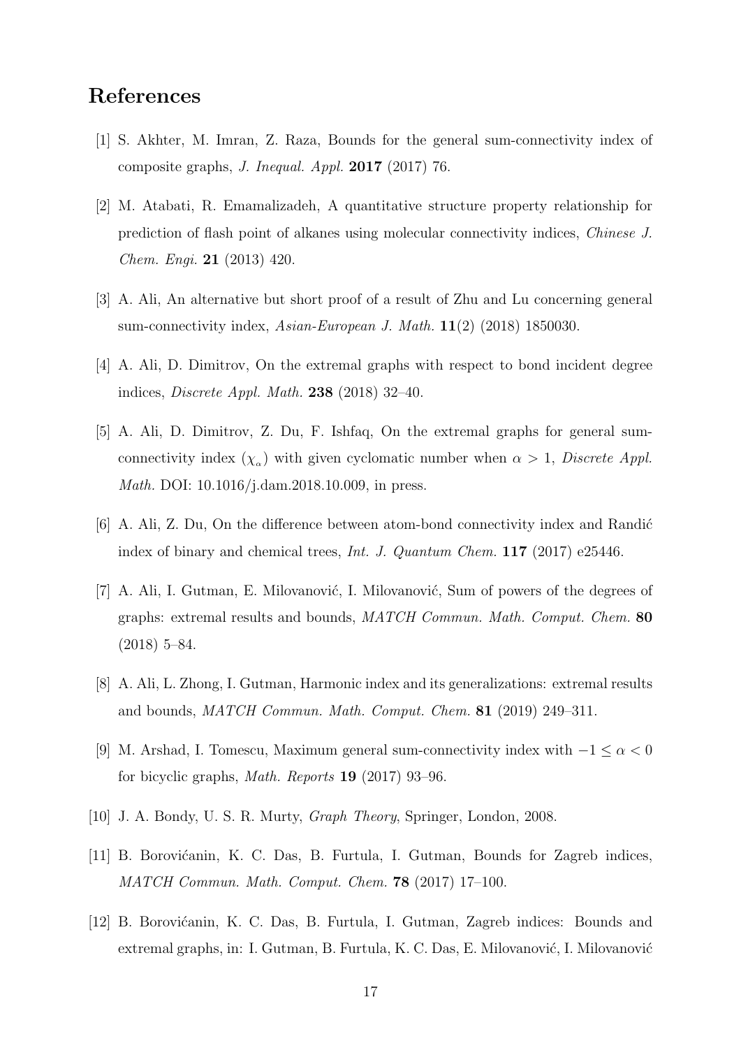## References

[1] S. Akhter, M. Imran, Z. Raza, Bounds for the general sum-connectivity index of composite graphs, *J. Inequal. Appl.* **2017** (2017) 76.

[2] M. Atabati, R. Emamalizadeh, A quantitative structure property relationship for prediction of flash point of alkanes using molecular connectivity indices, *Chinese J. Chem. Engi.* **21** (2013) 420.

[3] A. Ali, An alternative but short proof of a result of Zhu and Lu concerning general sum-connectivity index, *Asian-European J. Math.* **11**(2) (2018) 1850030.

[4] A. Ali, D. Dimitrov, On the extremal graphs with respect to bond incident degree indices, *Discrete Appl. Math.* **238** (2018) 32–40.

[5] A. Ali, D. Dimitrov, Z. Du, F. Ishfaq, On the extremal graphs for general sum-connectivity index ($\chi_{\alpha}$) with given cyclomatic number when $\alpha > 1$, *Discrete Appl. Math.* DOI: 10.1016/j.dam.2018.10.009, in press.

[6] A. Ali, Z. Du, On the difference between atom-bond connectivity index and Randić index of binary and chemical trees, *Int. J. Quantum Chem.* **117** (2017) e25446.

[7] A. Ali, I. Gutman, E. Milovanović, I. Milovanović, Sum of powers of the degrees of graphs: extremal results and bounds, *MATCH Commun. Math. Comput. Chem.* **80** (2018) 5–84.

[8] A. Ali, L. Zhong, I. Gutman, Harmonic index and its generalizations: extremal results and bounds, *MATCH Commun. Math. Comput. Chem.* **81** (2019) 249–311.

[9] M. Arshad, I. Tomescu, Maximum general sum-connectivity index with $-1 \leq \alpha < 0$ for bicyclic graphs, *Math. Reports* **19** (2017) 93–96.

[10] J. A. Bondy, U. S. R. Murty, *Graph Theory*, Springer, London, 2008.

[11] B. Borovićanin, K. C. Das, B. Furtula, I. Gutman, Bounds for Zagreb indices, *MATCH Commun. Math. Comput. Chem.* **78** (2017) 17–100.

[12] B. Borovićanin, K. C. Das, B. Furtula, I. Gutman, Zagreb indices: Bounds and extremal graphs, in: I. Gutman, B. Furtula, K. C. Das, E. Milovanović, I. Milovanović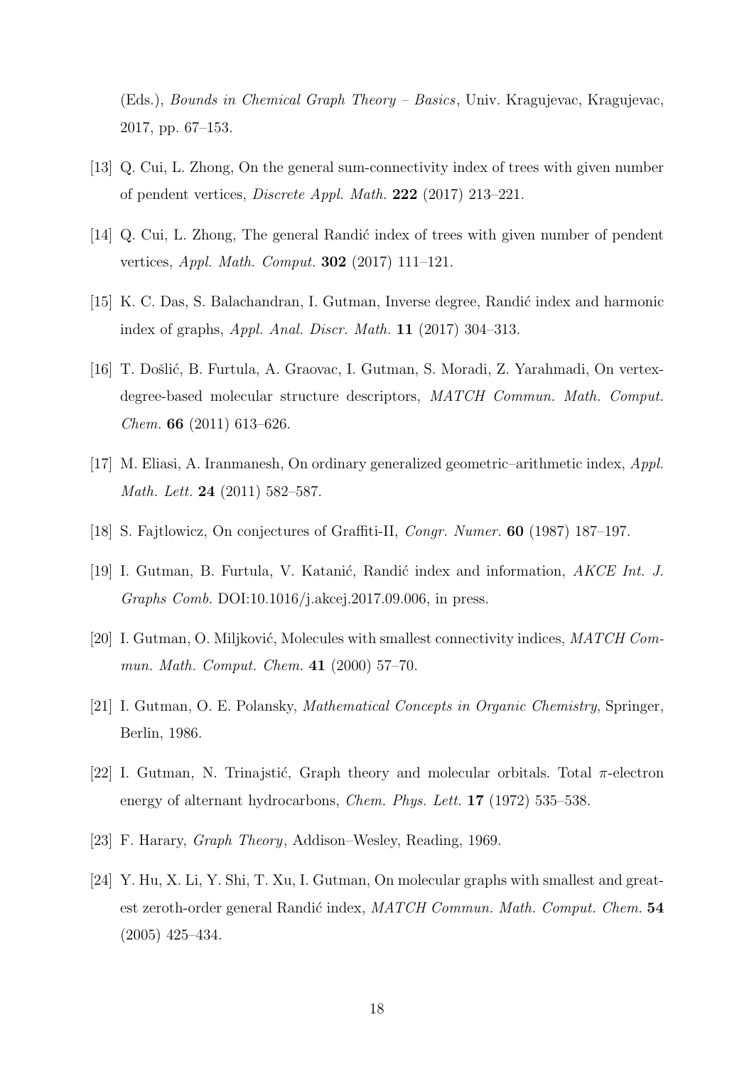(Eds.), *Bounds in Chemical Graph Theory – Basics*, Univ. Kragujevac, Kragujevac, 2017, pp. 67–153.

[13] Q. Cui, L. Zhong, On the general sum-connectivity index of trees with given number of pendent vertices, *Discrete Appl. Math.* **222** (2017) 213–221.

[14] Q. Cui, L. Zhong, The general Randić index of trees with given number of pendent vertices, *Appl. Math. Comput.* **302** (2017) 111–121.

[15] K. C. Das, S. Balachandran, I. Gutman, Inverse degree, Randić index and harmonic index of graphs, *Appl. Anal. Discr. Math.* **11** (2017) 304–313.

[16] T. Došlić, B. Furtula, A. Graovac, I. Gutman, S. Moradi, Z. Yarahmadi, On vertex-degree-based molecular structure descriptors, *MATCH Commun. Math. Comput. Chem.* **66** (2011) 613–626.

[17] M. Eliasi, A. Iranmanesh, On ordinary generalized geometric–arithmetic index, *Appl. Math. Lett.* **24** (2011) 582–587.

[18] S. Fajtlowicz, On conjectures of Graffiti-II, *Congr. Numer.* **60** (1987) 187–197.

[19] I. Gutman, B. Furtula, V. Katanić, Randić index and information, *AKCE Int. J. Graphs Comb.* DOI:10.1016/j.akcej.2017.09.006, in press.

[20] I. Gutman, O. Miljković, Molecules with smallest connectivity indices, *MATCH Commun. Math. Comput. Chem.* **41** (2000) 57–70.

[21] I. Gutman, O. E. Polansky, *Mathematical Concepts in Organic Chemistry*, Springer, Berlin, 1986.

[22] I. Gutman, N. Trinajstić, Graph theory and molecular orbitals. Total $\pi$-electron energy of alternant hydrocarbons, *Chem. Phys. Lett.* **17** (1972) 535–538.

[23] F. Harary, *Graph Theory*, Addison–Wesley, Reading, 1969.

[24] Y. Hu, X. Li, Y. Shi, T. Xu, I. Gutman, On molecular graphs with smallest and greatest zeroth-order general Randić index, *MATCH Commun. Math. Comput. Chem.* **54** (2005) 425–434.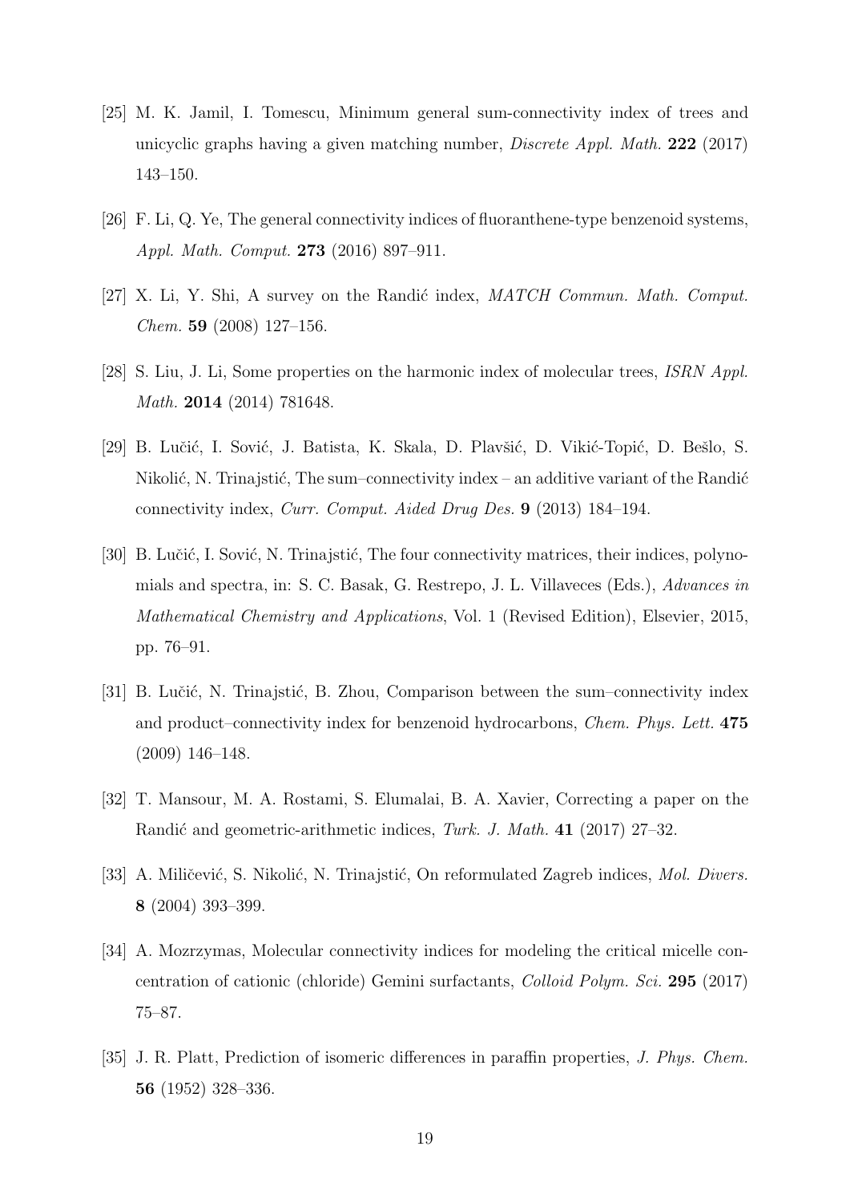[25] M. K. Jamil, I. Tomescu, Minimum general sum-connectivity index of trees and unicyclic graphs having a given matching number, *Discrete Appl. Math.* **222** (2017) 143–150.

[26] F. Li, Q. Ye, The general connectivity indices of fluoranthene-type benzenoid systems, *Appl. Math. Comput.* **273** (2016) 897–911.

[27] X. Li, Y. Shi, A survey on the Randić index, *MATCH Commun. Math. Comput. Chem.* **59** (2008) 127–156.

[28] S. Liu, J. Li, Some properties on the harmonic index of molecular trees, *ISRN Appl. Math.* **2014** (2014) 781648.

[29] B. Lučić, I. Sović, J. Batista, K. Skala, D. Plavšić, D. Vikić-Topić, D. Bešlo, S. Nikolić, N. Trinajstić, The sum–connectivity index – an additive variant of the Randić connectivity index, *Curr. Comput. Aided Drug Des.* **9** (2013) 184–194.

[30] B. Lučić, I. Sović, N. Trinajstić, The four connectivity matrices, their indices, polynomials and spectra, in: S. C. Basak, G. Restrepo, J. L. Villaveces (Eds.), *Advances in Mathematical Chemistry and Applications*, Vol. 1 (Revised Edition), Elsevier, 2015, pp. 76–91.

[31] B. Lučić, N. Trinajstić, B. Zhou, Comparison between the sum–connectivity index and product–connectivity index for benzenoid hydrocarbons, *Chem. Phys. Lett.* **475** (2009) 146–148.

[32] T. Mansour, M. A. Rostami, S. Elumalai, B. A. Xavier, Correcting a paper on the Randić and geometric-arithmetic indices, *Turk. J. Math.* **41** (2017) 27–32.

[33] A. Miličević, S. Nikolić, N. Trinajstić, On reformulated Zagreb indices, *Mol. Divers.* **8** (2004) 393–399.

[34] A. Mozrzymas, Molecular connectivity indices for modeling the critical micelle concentration of cationic (chloride) Gemini surfactants, *Colloid Polym. Sci.* **295** (2017) 75–87.

[35] J. R. Platt, Prediction of isomeric differences in paraffin properties, *J. Phys. Chem.* **56** (1952) 328–336.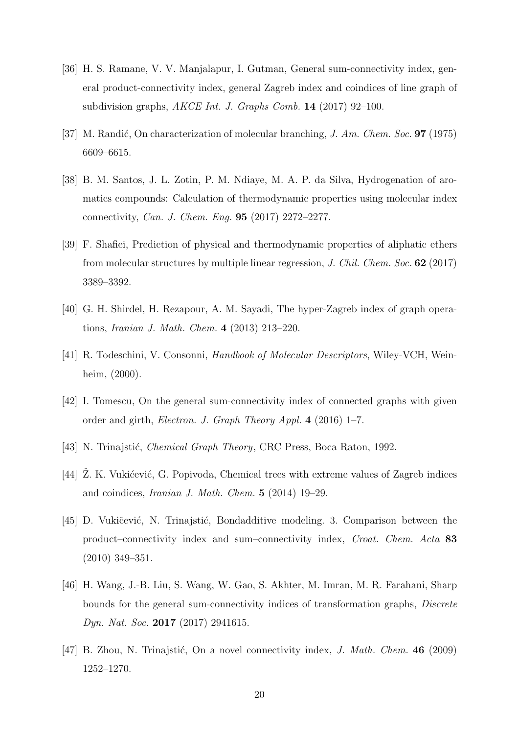[36] H. S. Ramane, V. V. Manjalapur, I. Gutman, General sum-connectivity index, general product-connectivity index, general Zagreb index and coindices of line graph of subdivision graphs, *AKCE Int. J. Graphs Comb.* **14** (2017) 92–100.

[37] M. Randić, On characterization of molecular branching, *J. Am. Chem. Soc.* **97** (1975) 6609–6615.

[38] B. M. Santos, J. L. Zotin, P. M. Ndiaye, M. A. P. da Silva, Hydrogenation of aromatics compounds: Calculation of thermodynamic properties using molecular index connectivity, *Can. J. Chem. Eng.* **95** (2017) 2272–2277.

[39] F. Shafiei, Prediction of physical and thermodynamic properties of aliphatic ethers from molecular structures by multiple linear regression, *J. Chil. Chem. Soc.* **62** (2017) 3389–3392.

[40] G. H. Shirdel, H. Rezapour, A. M. Sayadi, The hyper-Zagreb index of graph operations, *Iranian J. Math. Chem.* **4** (2013) 213–220.

[41] R. Todeschini, V. Consonni, *Handbook of Molecular Descriptors*, Wiley-VCH, Weinheim, (2000).

[42] I. Tomescu, On the general sum-connectivity index of connected graphs with given order and girth, *Electron. J. Graph Theory Appl.* **4** (2016) 1–7.

[43] N. Trinajstić, *Chemical Graph Theory*, CRC Press, Boca Raton, 1992.

[44] Ž. K. Vukićević, G. Popivoda, Chemical trees with extreme values of Zagreb indices and coindices, *Iranian J. Math. Chem.* **5** (2014) 19–29.

[45] D. Vukičević, N. Trinajstić, Bondadditive modeling. 3. Comparison between the product–connectivity index and sum–connectivity index, *Croat. Chem. Acta* **83** (2010) 349–351.

[46] H. Wang, J.-B. Liu, S. Wang, W. Gao, S. Akhter, M. Imran, M. R. Farahani, Sharp bounds for the general sum-connectivity indices of transformation graphs, *Discrete Dyn. Nat. Soc.* **2017** (2017) 2941615.

[47] B. Zhou, N. Trinajstić, On a novel connectivity index, *J. Math. Chem.* **46** (2009) 1252–1270.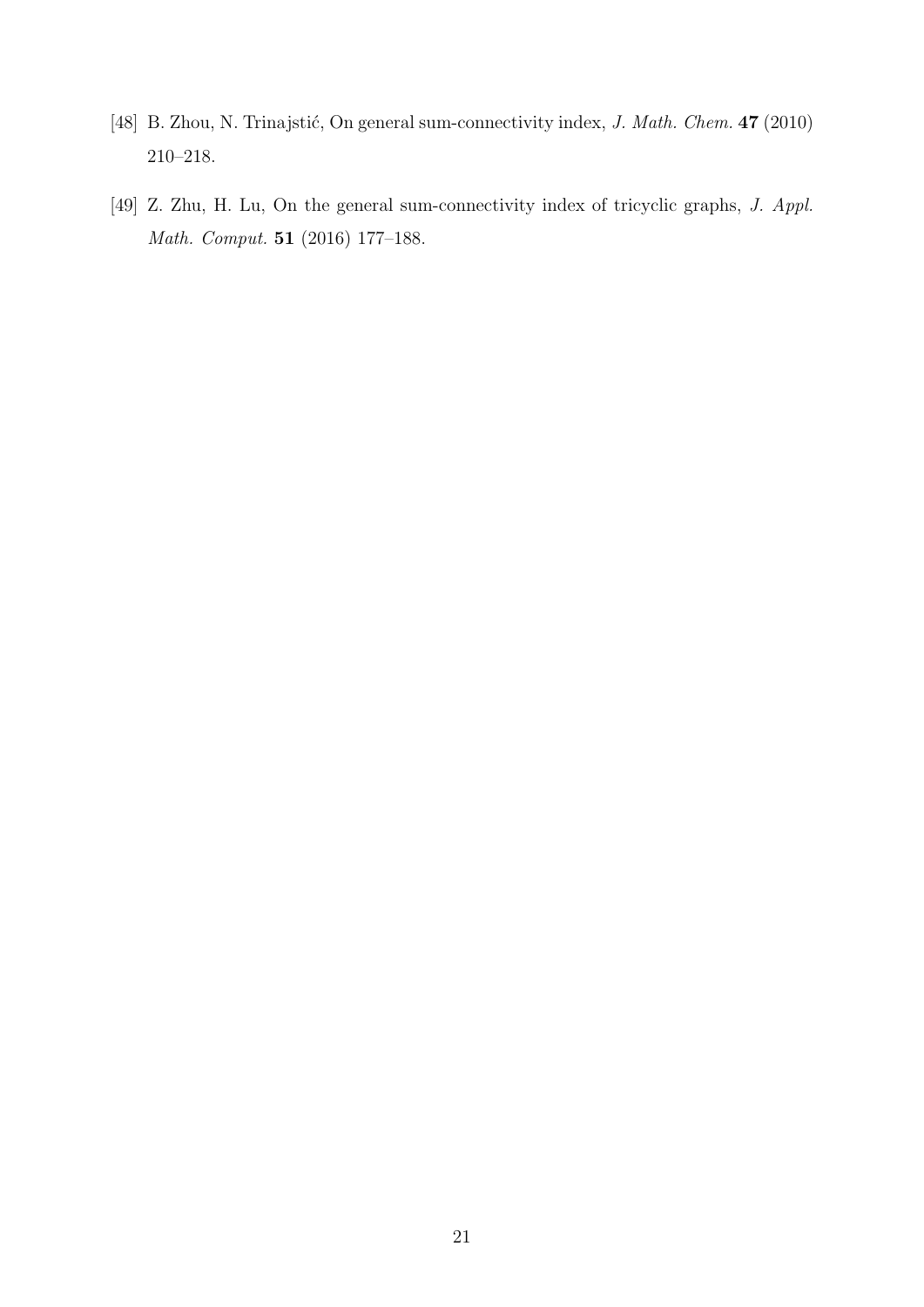[48] B. Zhou, N. Trinajstić, On general sum-connectivity index, *J. Math. Chem.* **47** (2010) 210–218.

[49] Z. Zhu, H. Lu, On the general sum-connectivity index of tricyclic graphs, *J. Appl. Math. Comput.* **51** (2016) 177–188.